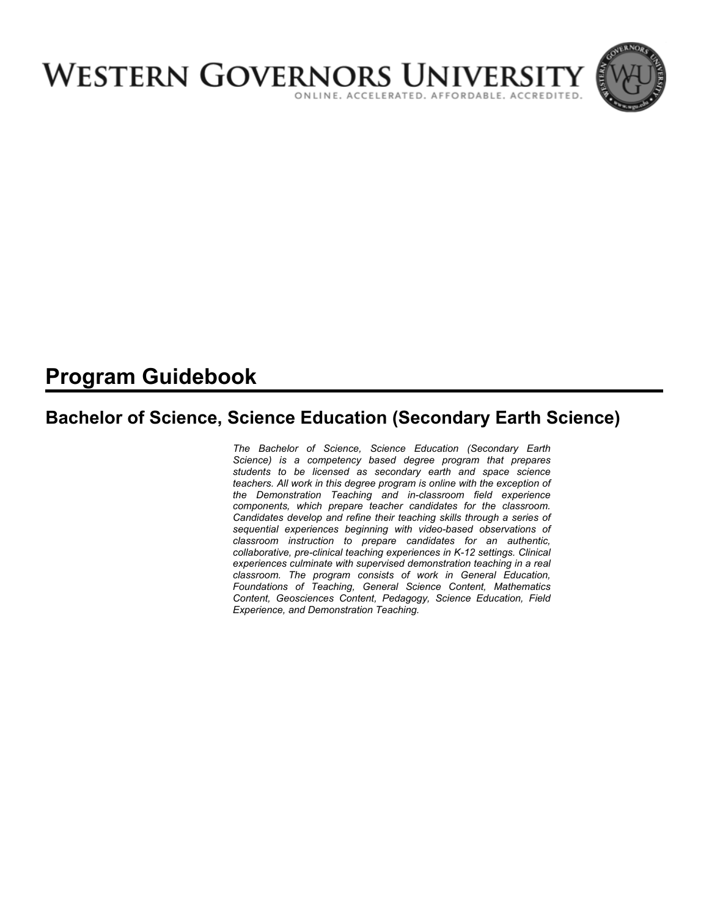# WESTERN GOVERNORS UNIVERSITY

ONLINE. ACCELERATED. AFFORDABLE. ACCREDITED.

# Program Guidebook

## Bachelor of Science, Science Education (Secondary Earth Science)

*The Bachelor of Science, Science Education (Secondary Earth Science) is a competency based degree program that prepares students to be licensed as secondary earth and space science teachers. All work in this degree program is online with the exception of the Demonstration Teaching and in-classroom field experience components, which prepare teacher candidates for the classroom. Candidates develop and refine their teaching skills through a series of sequential experiences beginning with video-based observations of classroom instruction to prepare candidates for an authentic, collaborative, pre-clinical teaching experiences in K-12 settings. Clinical experiences culminate with supervised demonstration teaching in a real classroom. The program consists of work in General Education, Foundations of Teaching, General Science Content, Mathematics Content, Geosciences Content, Pedagogy, Science Education, Field Experience, and Demonstration Teaching.*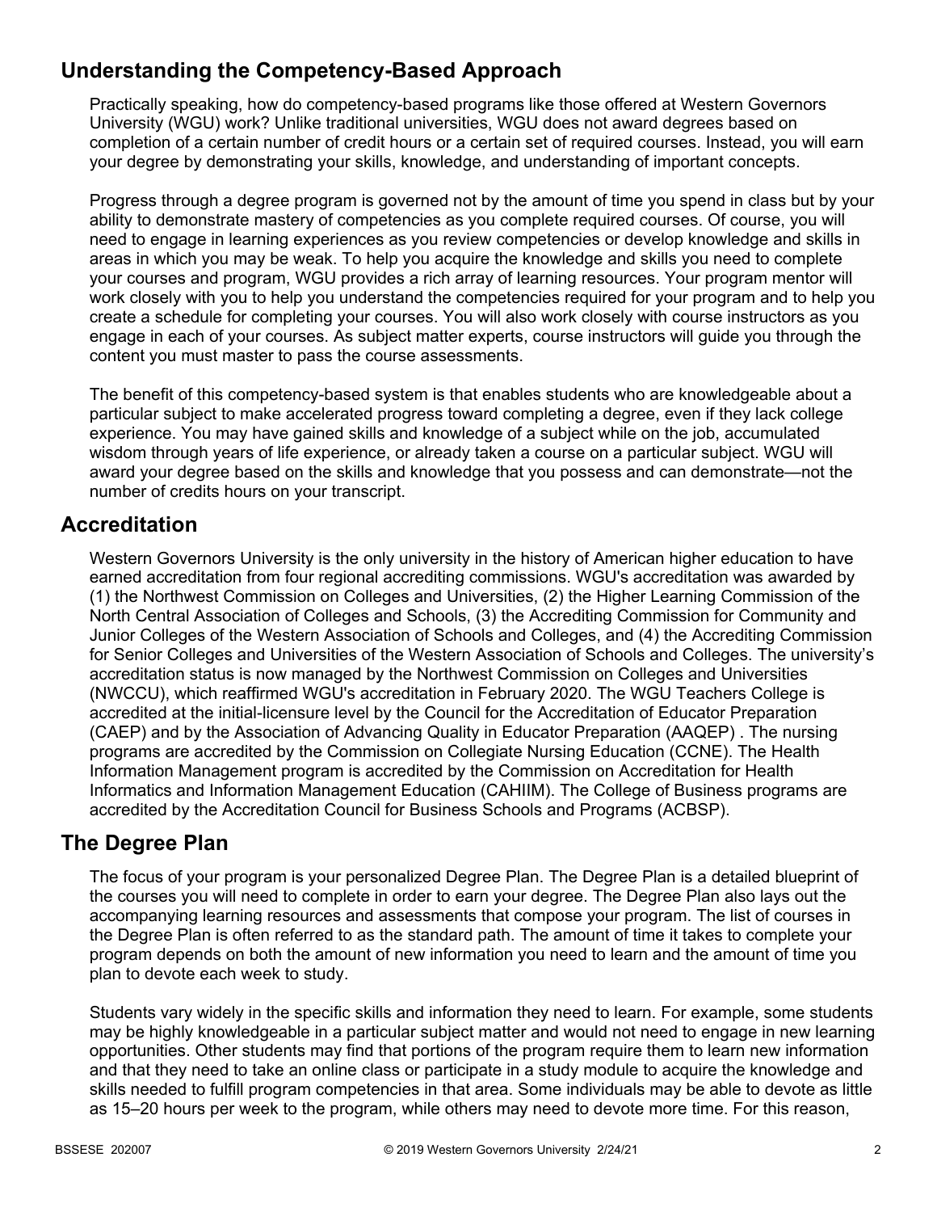## Understanding the Competency-Based Approach

Practically speaking, how do competency-based programs like those offered at Western Governors University (WGU) work? Unlike traditional universities, WGU does not award degrees based on completion of a certain number of credit hours or a certain set of required courses. Instead, you will earn your degree by demonstrating your skills, knowledge, and understanding of important concepts.

Progress through a degree program is governed not by the amount of time you spend in class but by your ability to demonstrate mastery of competencies as you complete required courses. Of course, you will need to engage in learning experiences as you review competencies or develop knowledge and skills in areas in which you may be weak. To help you acquire the knowledge and skills you need to complete your courses and program, WGU provides a rich array of learning resources. Your program mentor will work closely with you to help you understand the competencies required for your program and to help you create a schedule for completing your courses. You will also work closely with course instructors as you engage in each of your courses. As subject matter experts, course instructors will guide you through the content you must master to pass the course assessments.

The benefit of this competency-based system is that enables students who are knowledgeable about a particular subject to make accelerated progress toward completing a degree, even if they lack college experience. You may have gained skills and knowledge of a subject while on the job, accumulated wisdom through years of life experience, or already taken a course on a particular subject. WGU will award your degree based on the skills and knowledge that you possess and can demonstrate—not the number of credits hours on your transcript.

## Accreditation

Western Governors University is the only university in the history of American higher education to have earned accreditation from four regional accrediting commissions. WGU's accreditation was awarded by (1) the Northwest Commission on Colleges and Universities, (2) the Higher Learning Commission of the North Central Association of Colleges and Schools, (3) the Accrediting Commission for Community and Junior Colleges of the Western Association of Schools and Colleges, and (4) the Accrediting Commission for Senior Colleges and Universities of the Western Association of Schools and Colleges. The university's accreditation status is now managed by the Northwest Commission on Colleges and Universities (NWCCU), which reaffirmed WGU's accreditation in February 2020. The WGU Teachers College is accredited at the initial-licensure level by the Council for the Accreditation of Educator Preparation (CAEP) and by the Association of Advancing Quality in Educator Preparation (AAQEP) . The nursing programs are accredited by the Commission on Collegiate Nursing Education (CCNE). The Health Information Management program is accredited by the Commission on Accreditation for Health Informatics and Information Management Education (CAHIIM). The College of Business programs are accredited by the Accreditation Council for Business Schools and Programs (ACBSP).

## The Degree Plan

The focus of your program is your personalized Degree Plan. The Degree Plan is a detailed blueprint of the courses you will need to complete in order to earn your degree. The Degree Plan also lays out the accompanying learning resources and assessments that compose your program. The list of courses in the Degree Plan is often referred to as the standard path. The amount of time it takes to complete your program depends on both the amount of new information you need to learn and the amount of time you plan to devote each week to study.

Students vary widely in the specific skills and information they need to learn. For example, some students may be highly knowledgeable in a particular subject matter and would not need to engage in new learning opportunities. Other students may find that portions of the program require them to learn new information and that they need to take an online class or participate in a study module to acquire the knowledge and skills needed to fulfill program competencies in that area. Some individuals may be able to devote as little as 15–20 hours per week to the program, while others may need to devote more time. For this reason,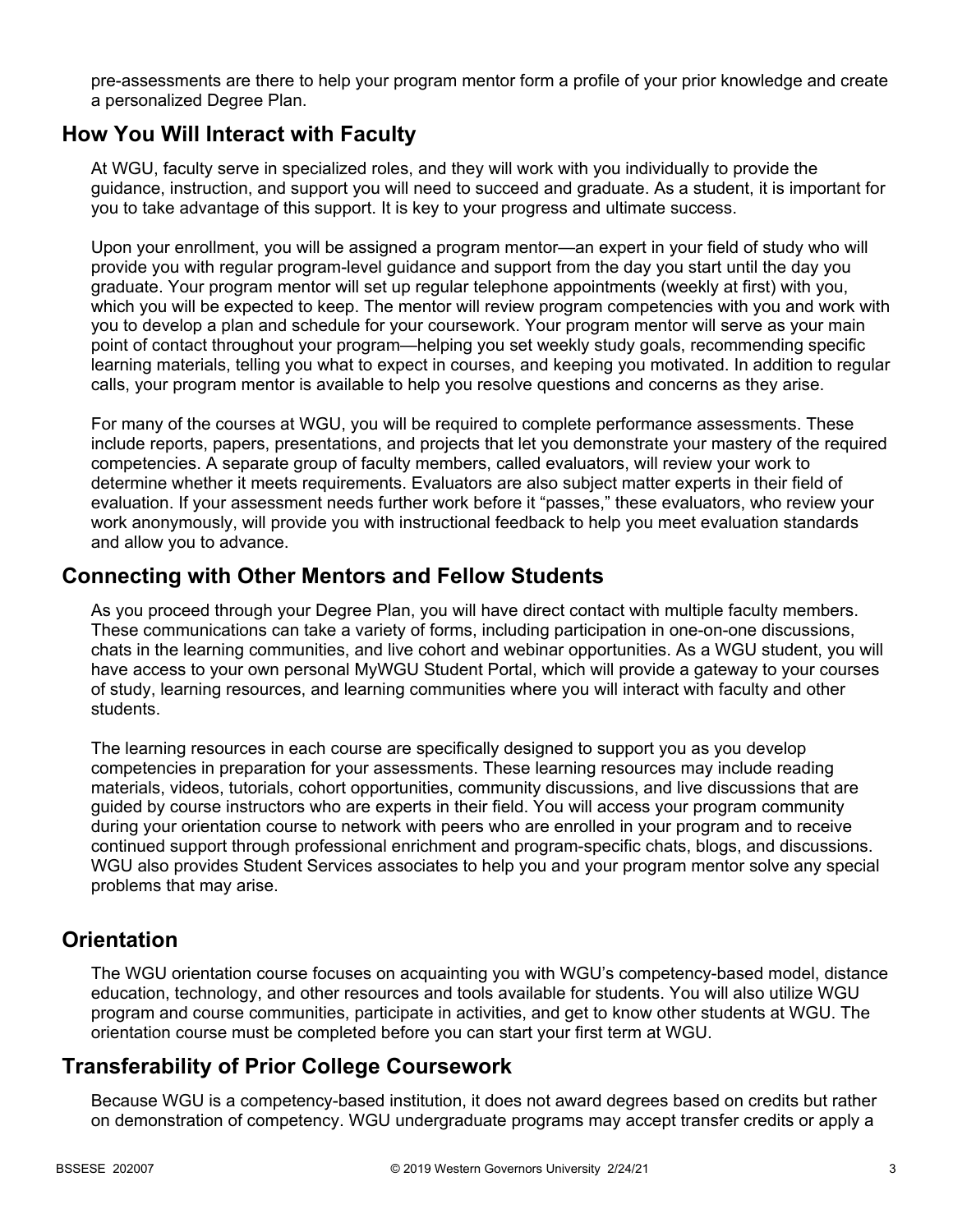pre-assessments are there to help your program mentor form a profile of your prior knowledge and create a personalized Degree Plan.

## How You Will Interact with Faculty

At WGU, faculty serve in specialized roles, and they will work with you individually to provide the guidance, instruction, and support you will need to succeed and graduate. As a student, it is important for you to take advantage of this support. It is key to your progress and ultimate success.

Upon your enrollment, you will be assigned a program mentor—an expert in your field of study who will provide you with regular program-level guidance and support from the day you start until the day you graduate. Your program mentor will set up regular telephone appointments (weekly at first) with you, which you will be expected to keep. The mentor will review program competencies with you and work with you to develop a plan and schedule for your coursework. Your program mentor will serve as your main point of contact throughout your program—helping you set weekly study goals, recommending specific learning materials, telling you what to expect in courses, and keeping you motivated. In addition to regular calls, your program mentor is available to help you resolve questions and concerns as they arise.

For many of the courses at WGU, you will be required to complete performance assessments. These include reports, papers, presentations, and projects that let you demonstrate your mastery of the required competencies. A separate group of faculty members, called evaluators, will review your work to determine whether it meets requirements. Evaluators are also subject matter experts in their field of evaluation. If your assessment needs further work before it "passes," these evaluators, who review your work anonymously, will provide you with instructional feedback to help you meet evaluation standards and allow you to advance.

## Connecting with Other Mentors and Fellow Students

As you proceed through your Degree Plan, you will have direct contact with multiple faculty members. These communications can take a variety of forms, including participation in one-on-one discussions, chats in the learning communities, and live cohort and webinar opportunities. As a WGU student, you will have access to your own personal MyWGU Student Portal, which will provide a gateway to your courses of study, learning resources, and learning communities where you will interact with faculty and other students.

The learning resources in each course are specifically designed to support you as you develop competencies in preparation for your assessments. These learning resources may include reading materials, videos, tutorials, cohort opportunities, community discussions, and live discussions that are guided by course instructors who are experts in their field. You will access your program community during your orientation course to network with peers who are enrolled in your program and to receive continued support through professional enrichment and program-specific chats, blogs, and discussions. WGU also provides Student Services associates to help you and your program mentor solve any special problems that may arise.

## Orientation

The WGU orientation course focuses on acquainting you with WGU's competency-based model, distance education, technology, and other resources and tools available for students. You will also utilize WGU program and course communities, participate in activities, and get to know other students at WGU. The orientation course must be completed before you can start your first term at WGU.

## Transferability of Prior College Coursework

Because WGU is a competency-based institution, it does not award degrees based on credits but rather on demonstration of competency. WGU undergraduate programs may accept transfer credits or apply a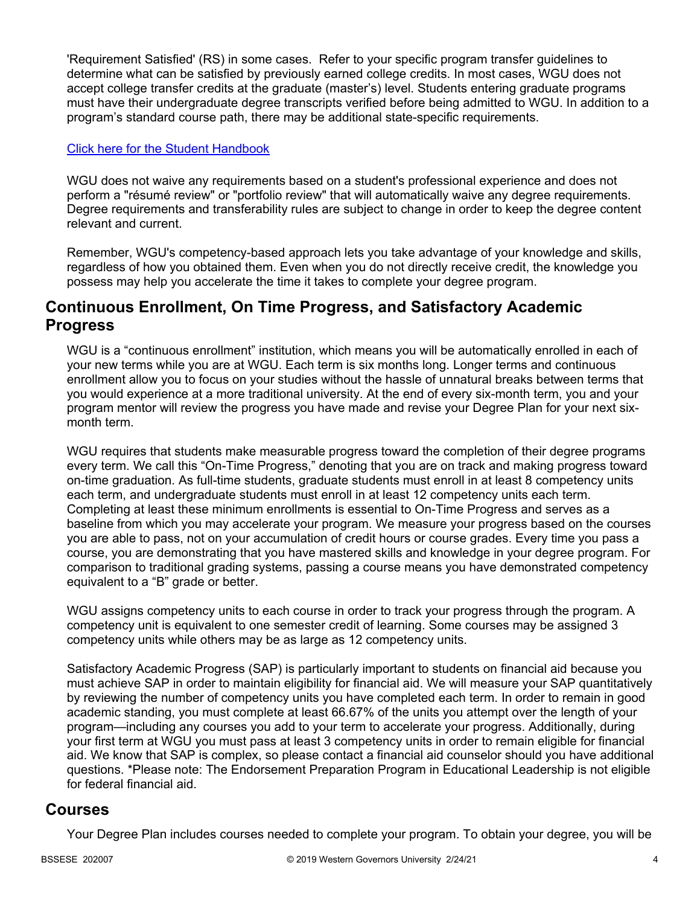'Requirement Satisfied' (RS) in some cases. Refer to your specific program transfer guidelines to determine what can be satisfied by previously earned college credits. In most cases, WGU does not accept college transfer credits at the graduate (master's) level. Students entering graduate programs must have their undergraduate degree transcripts verified before being admitted to WGU. In addition to a program's standard course path, there may be additional state-specific requirements.

Click here for the Student Handbook

WGU does not waive any requirements based on a student's professional experience and does not perform a "résumé review" or "portfolio review" that will automatically waive any degree requirements. Degree requirements and transferability rules are subject to change in order to keep the degree content relevant and current.

Remember, WGU's competency-based approach lets you take advantage of your knowledge and skills, regardless of how you obtained them. Even when you do not directly receive credit, the knowledge you possess may help you accelerate the time it takes to complete your degree program.

## Continuous Enrollment, On Time Progress, and Satisfactory Academic Progress

WGU is a "continuous enrollment" institution, which means you will be automatically enrolled in each of your new terms while you are at WGU. Each term is six months long. Longer terms and continuous enrollment allow you to focus on your studies without the hassle of unnatural breaks between terms that you would experience at a more traditional university. At the end of every six-month term, you and your program mentor will review the progress you have made and revise your Degree Plan for your next six-month term.

WGU requires that students make measurable progress toward the completion of their degree programs every term. We call this "On-Time Progress," denoting that you are on track and making progress toward on-time graduation. As full-time students, graduate students must enroll in at least 8 competency units each term, and undergraduate students must enroll in at least 12 competency units each term. Completing at least these minimum enrollments is essential to On-Time Progress and serves as a baseline from which you may accelerate your program. We measure your progress based on the courses you are able to pass, not on your accumulation of credit hours or course grades. Every time you pass a course, you are demonstrating that you have mastered skills and knowledge in your degree program. For comparison to traditional grading systems, passing a course means you have demonstrated competency equivalent to a "B" grade or better.

WGU assigns competency units to each course in order to track your progress through the program. A competency unit is equivalent to one semester credit of learning. Some courses may be assigned 3 competency units while others may be as large as 12 competency units.

Satisfactory Academic Progress (SAP) is particularly important to students on financial aid because you must achieve SAP in order to maintain eligibility for financial aid. We will measure your SAP quantitatively by reviewing the number of competency units you have completed each term. In order to remain in good academic standing, you must complete at least 66.67% of the units you attempt over the length of your program—including any courses you add to your term to accelerate your progress. Additionally, during your first term at WGU you must pass at least 3 competency units in order to remain eligible for financial aid. We know that SAP is complex, so please contact a financial aid counselor should you have additional questions. *Please note: The Endorsement Preparation Program in Educational Leadership is not eligible for federal financial aid.

## Courses

Your Degree Plan includes courses needed to complete your program. To obtain your degree, you will be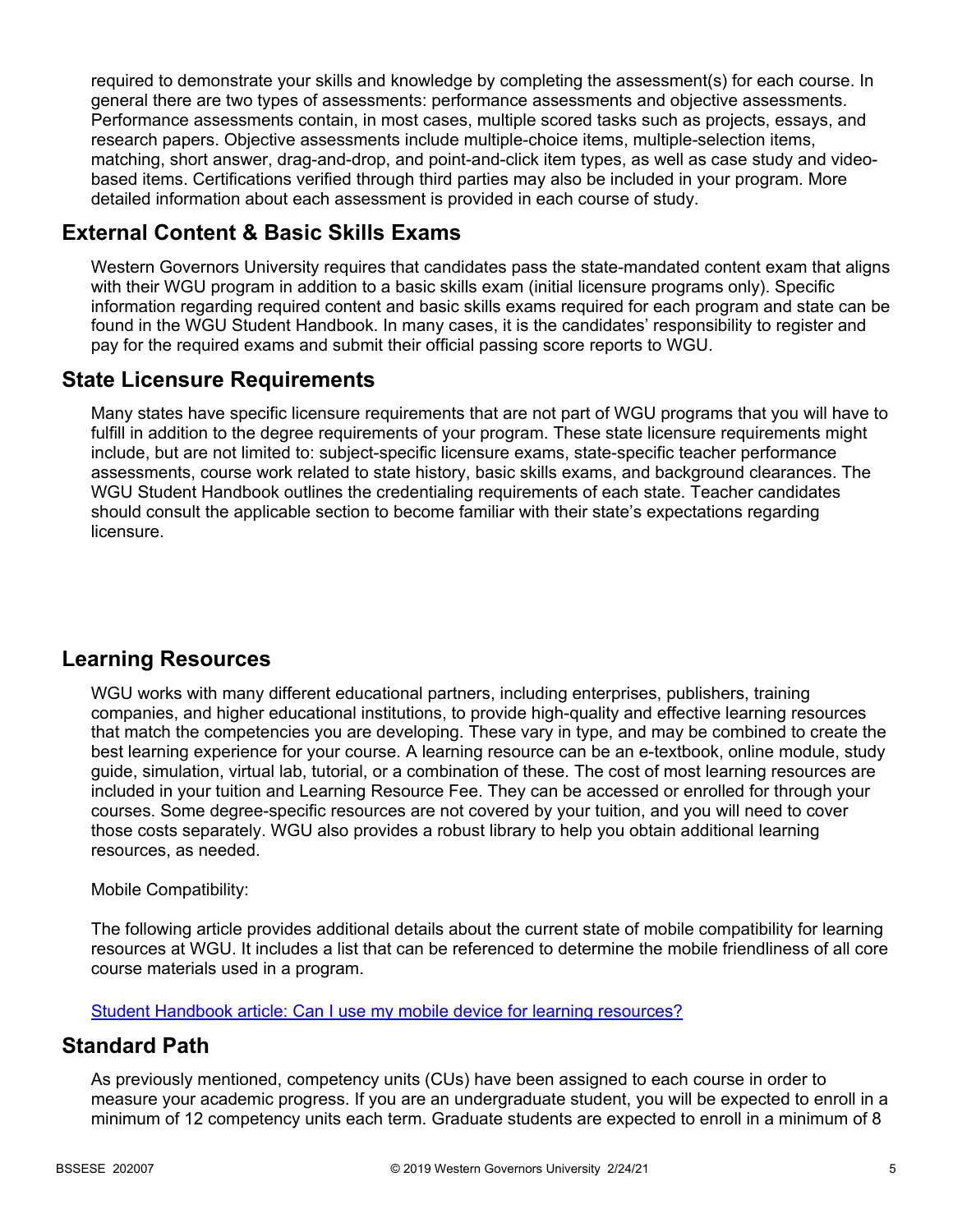required to demonstrate your skills and knowledge by completing the assessment(s) for each course. In general there are two types of assessments: performance assessments and objective assessments. Performance assessments contain, in most cases, multiple scored tasks such as projects, essays, and research papers. Objective assessments include multiple-choice items, multiple-selection items, matching, short answer, drag-and-drop, and point-and-click item types, as well as case study and video-based items. Certifications verified through third parties may also be included in your program. More detailed information about each assessment is provided in each course of study.

## External Content & Basic Skills Exams

Western Governors University requires that candidates pass the state-mandated content exam that aligns with their WGU program in addition to a basic skills exam (initial licensure programs only). Specific information regarding required content and basic skills exams required for each program and state can be found in the WGU Student Handbook. In many cases, it is the candidates' responsibility to register and pay for the required exams and submit their official passing score reports to WGU.

## State Licensure Requirements

Many states have specific licensure requirements that are not part of WGU programs that you will have to fulfill in addition to the degree requirements of your program. These state licensure requirements might include, but are not limited to: subject-specific licensure exams, state-specific teacher performance assessments, course work related to state history, basic skills exams, and background clearances. The WGU Student Handbook outlines the credentialing requirements of each state. Teacher candidates should consult the applicable section to become familiar with their state's expectations regarding licensure.

## Learning Resources

WGU works with many different educational partners, including enterprises, publishers, training companies, and higher educational institutions, to provide high-quality and effective learning resources that match the competencies you are developing. These vary in type, and may be combined to create the best learning experience for your course. A learning resource can be an e-textbook, online module, study guide, simulation, virtual lab, tutorial, or a combination of these. The cost of most learning resources are included in your tuition and Learning Resource Fee. They can be accessed or enrolled for through your courses. Some degree-specific resources are not covered by your tuition, and you will need to cover those costs separately. WGU also provides a robust library to help you obtain additional learning resources, as needed.

Mobile Compatibility:

The following article provides additional details about the current state of mobile compatibility for learning resources at WGU. It includes a list that can be referenced to determine the mobile friendliness of all core course materials used in a program.

[Student Handbook article: Can I use my mobile device for learning resources?]()

## Standard Path

As previously mentioned, competency units (CUs) have been assigned to each course in order to measure your academic progress. If you are an undergraduate student, you will be expected to enroll in a minimum of 12 competency units each term. Graduate students are expected to enroll in a minimum of 8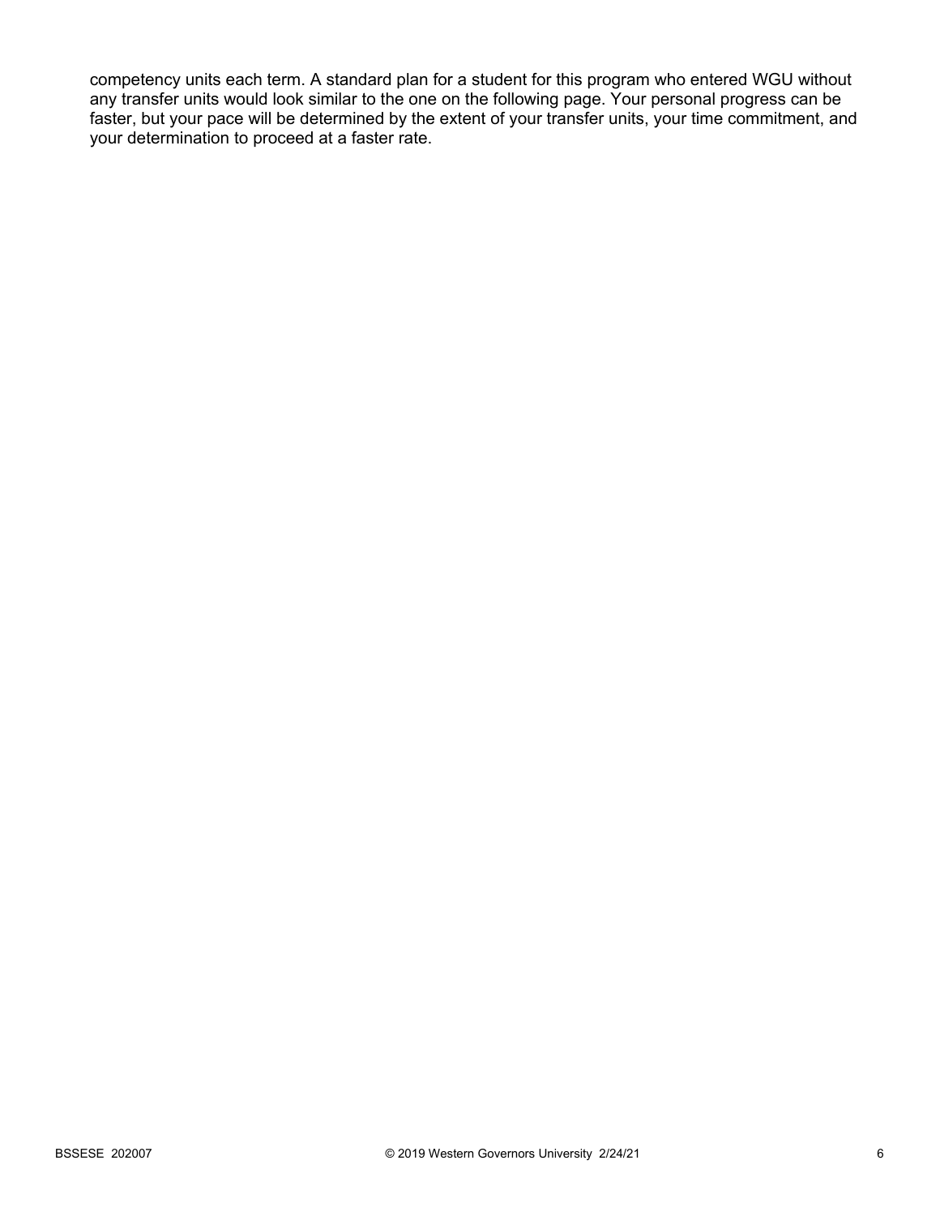competency units each term. A standard plan for a student for this program who entered WGU without any transfer units would look similar to the one on the following page. Your personal progress can be faster, but your pace will be determined by the extent of your transfer units, your time commitment, and your determination to proceed at a faster rate.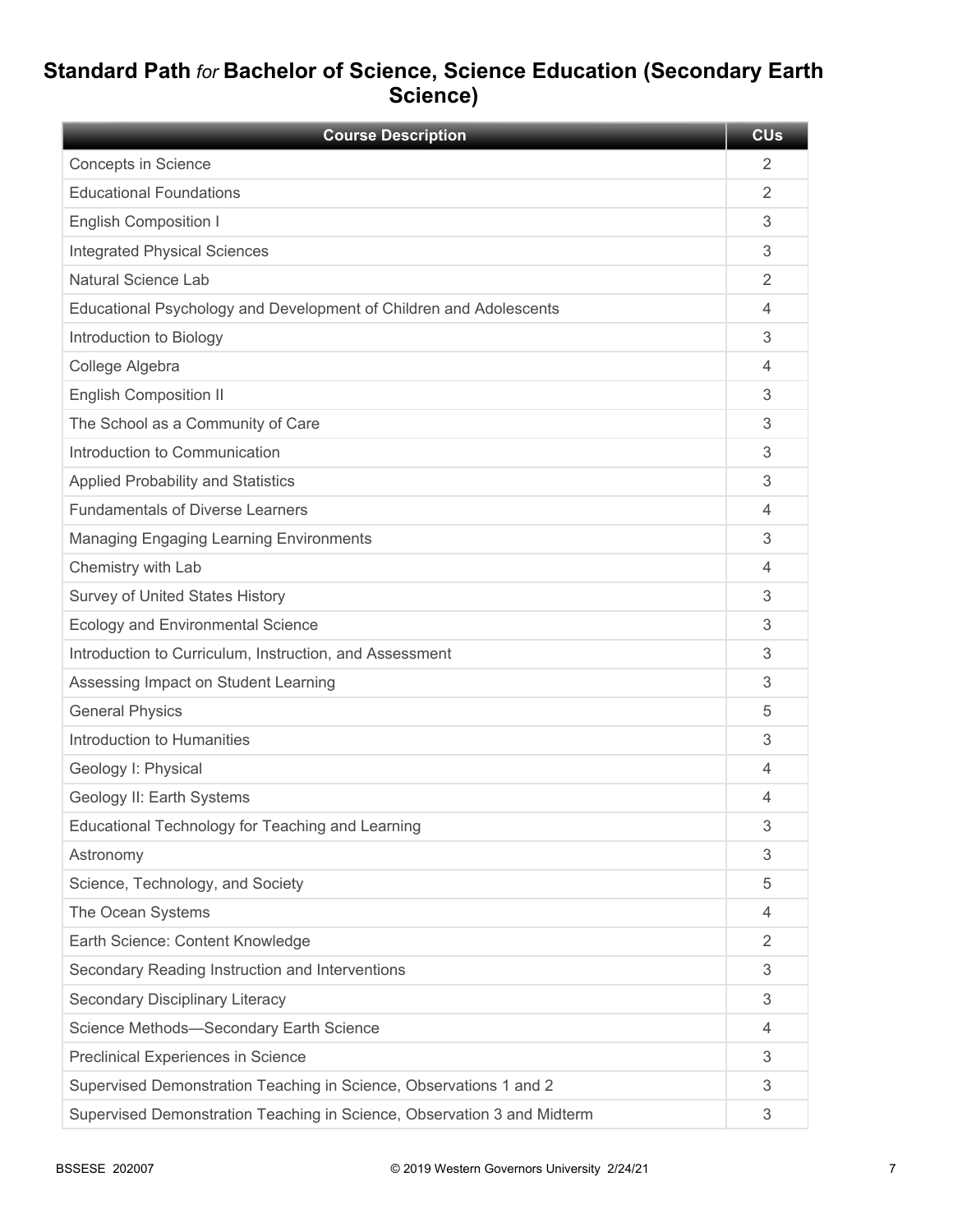## Standard Path *for* Bachelor of Science, Science Education (Secondary Earth Science)

| Course Description | CUs |
| --- | --- |
| Concepts in Science | 2 |
| Educational Foundations | 2 |
| English Composition I | 3 |
| Integrated Physical Sciences | 3 |
| Natural Science Lab | 2 |
| Educational Psychology and Development of Children and Adolescents | 4 |
| Introduction to Biology | 3 |
| College Algebra | 4 |
| English Composition II | 3 |
| The School as a Community of Care | 3 |
| Introduction to Communication | 3 |
| Applied Probability and Statistics | 3 |
| Fundamentals of Diverse Learners | 4 |
| Managing Engaging Learning Environments | 3 |
| Chemistry with Lab | 4 |
| Survey of United States History | 3 |
| Ecology and Environmental Science | 3 |
| Introduction to Curriculum, Instruction, and Assessment | 3 |
| Assessing Impact on Student Learning | 3 |
| General Physics | 5 |
| Introduction to Humanities | 3 |
| Geology I: Physical | 4 |
| Geology II: Earth Systems | 4 |
| Educational Technology for Teaching and Learning | 3 |
| Astronomy | 3 |
| Science, Technology, and Society | 5 |
| The Ocean Systems | 4 |
| Earth Science: Content Knowledge | 2 |
| Secondary Reading Instruction and Interventions | 3 |
| Secondary Disciplinary Literacy | 3 |
| Science Methods—Secondary Earth Science | 4 |
| Preclinical Experiences in Science | 3 |
| Supervised Demonstration Teaching in Science, Observations 1 and 2 | 3 |
| Supervised Demonstration Teaching in Science, Observation 3 and Midterm | 3 |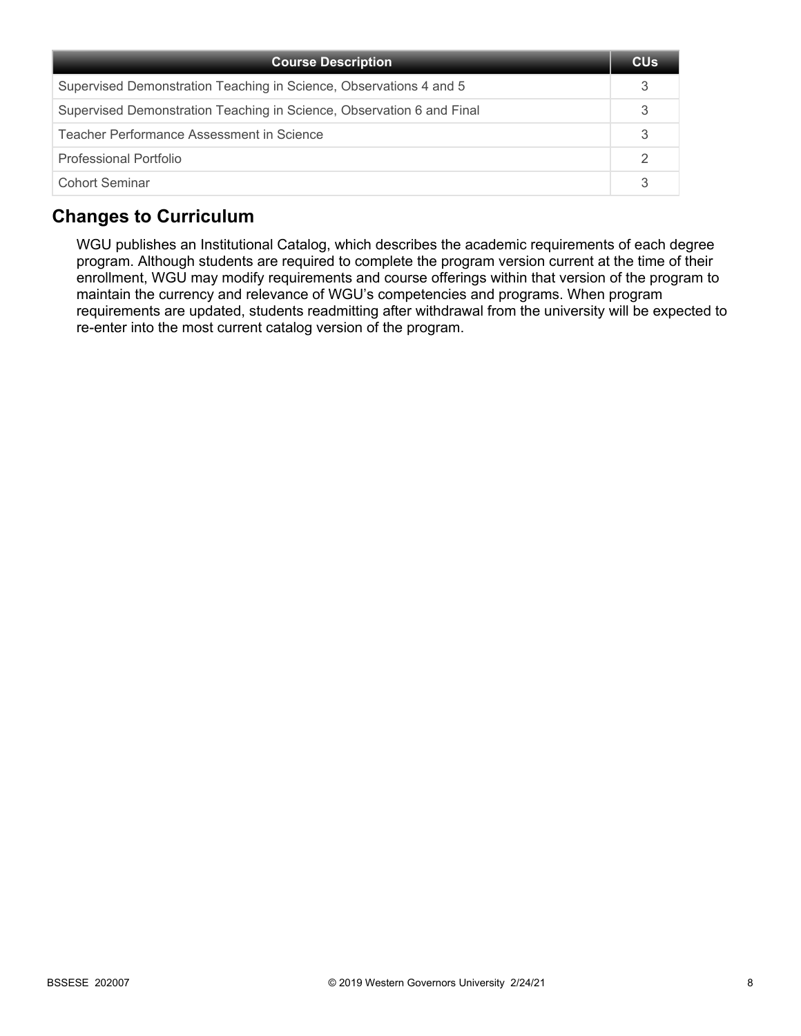| Course Description | CUs |
| --- | --- |
| Supervised Demonstration Teaching in Science, Observations 4 and 5 | 3 |
| Supervised Demonstration Teaching in Science, Observation 6 and Final | 3 |
| Teacher Performance Assessment in Science | 3 |
| Professional Portfolio | 2 |
| Cohort Seminar | 3 |

## Changes to Curriculum

WGU publishes an Institutional Catalog, which describes the academic requirements of each degree program. Although students are required to complete the program version current at the time of their enrollment, WGU may modify requirements and course offerings within that version of the program to maintain the currency and relevance of WGU's competencies and programs. When program requirements are updated, students readmitting after withdrawal from the university will be expected to re-enter into the most current catalog version of the program.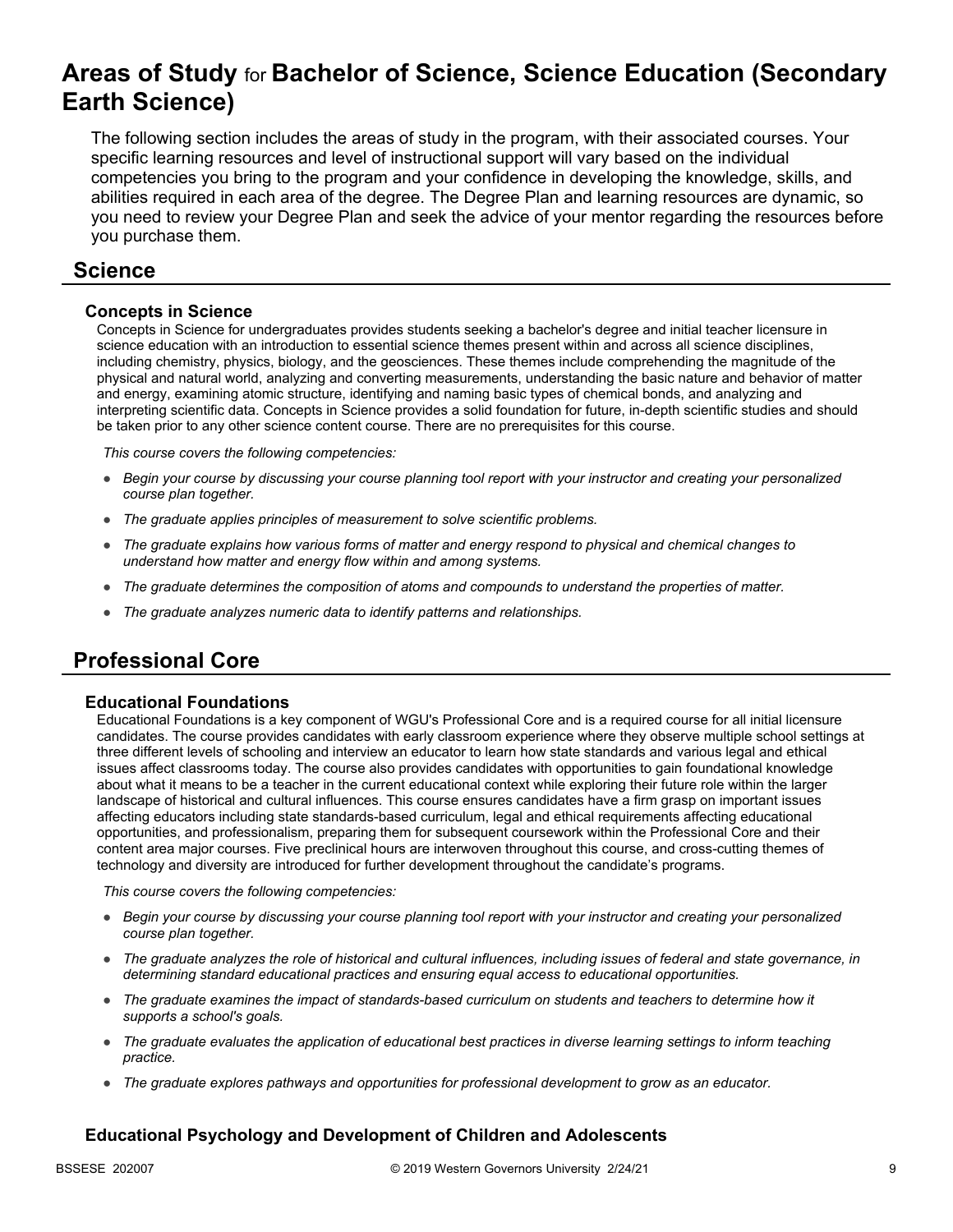# Areas of Study for Bachelor of Science, Science Education (Secondary Earth Science)

The following section includes the areas of study in the program, with their associated courses. Your specific learning resources and level of instructional support will vary based on the individual competencies you bring to the program and your confidence in developing the knowledge, skills, and abilities required in each area of the degree. The Degree Plan and learning resources are dynamic, so you need to review your Degree Plan and seek the advice of your mentor regarding the resources before you purchase them.

## Science

### Concepts in Science

Concepts in Science for undergraduates provides students seeking a bachelor's degree and initial teacher licensure in science education with an introduction to essential science themes present within and across all science disciplines, including chemistry, physics, biology, and the geosciences. These themes include comprehending the magnitude of the physical and natural world, analyzing and converting measurements, understanding the basic nature and behavior of matter and energy, examining atomic structure, identifying and naming basic types of chemical bonds, and analyzing and interpreting scientific data. Concepts in Science provides a solid foundation for future, in-depth scientific studies and should be taken prior to any other science content course. There are no prerequisites for this course.

*This course covers the following competencies:*

- *Begin your course by discussing your course planning tool report with your instructor and creating your personalized course plan together.*
- *The graduate applies principles of measurement to solve scientific problems.*
- *The graduate explains how various forms of matter and energy respond to physical and chemical changes to understand how matter and energy flow within and among systems.*
- *The graduate determines the composition of atoms and compounds to understand the properties of matter.*
- *The graduate analyzes numeric data to identify patterns and relationships.*

## Professional Core

### Educational Foundations

Educational Foundations is a key component of WGU's Professional Core and is a required course for all initial licensure candidates. The course provides candidates with early classroom experience where they observe multiple school settings at three different levels of schooling and interview an educator to learn how state standards and various legal and ethical issues affect classrooms today. The course also provides candidates with opportunities to gain foundational knowledge about what it means to be a teacher in the current educational context while exploring their future role within the larger landscape of historical and cultural influences. This course ensures candidates have a firm grasp on important issues affecting educators including state standards-based curriculum, legal and ethical requirements affecting educational opportunities, and professionalism, preparing them for subsequent coursework within the Professional Core and their content area major courses. Five preclinical hours are interwoven throughout this course, and cross-cutting themes of technology and diversity are introduced for further development throughout the candidate's programs.

*This course covers the following competencies:*

- *Begin your course by discussing your course planning tool report with your instructor and creating your personalized course plan together.*
- *The graduate analyzes the role of historical and cultural influences, including issues of federal and state governance, in determining standard educational practices and ensuring equal access to educational opportunities.*
- *The graduate examines the impact of standards-based curriculum on students and teachers to determine how it supports a school's goals.*
- *The graduate evaluates the application of educational best practices in diverse learning settings to inform teaching practice.*
- *The graduate explores pathways and opportunities for professional development to grow as an educator.*

### Educational Psychology and Development of Children and Adolescents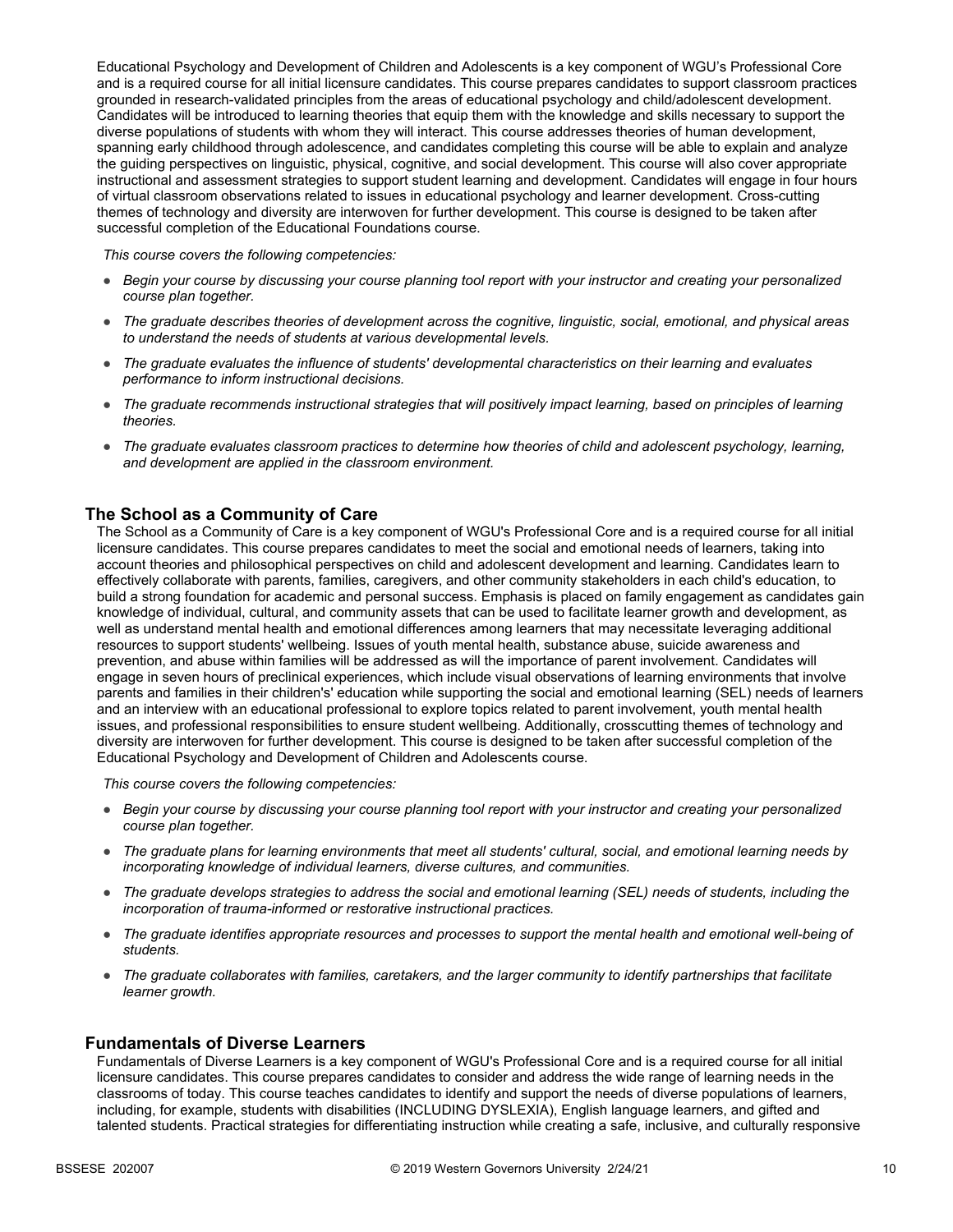Educational Psychology and Development of Children and Adolescents is a key component of WGU's Professional Core and is a required course for all initial licensure candidates. This course prepares candidates to support classroom practices grounded in research-validated principles from the areas of educational psychology and child/adolescent development. Candidates will be introduced to learning theories that equip them with the knowledge and skills necessary to support the diverse populations of students with whom they will interact. This course addresses theories of human development, spanning early childhood through adolescence, and candidates completing this course will be able to explain and analyze the guiding perspectives on linguistic, physical, cognitive, and social development. This course will also cover appropriate instructional and assessment strategies to support student learning and development. Candidates will engage in four hours of virtual classroom observations related to issues in educational psychology and learner development. Cross-cutting themes of technology and diversity are interwoven for further development. This course is designed to be taken after successful completion of the Educational Foundations course.

*This course covers the following competencies:*

- *Begin your course by discussing your course planning tool report with your instructor and creating your personalized course plan together.*
- *The graduate describes theories of development across the cognitive, linguistic, social, emotional, and physical areas to understand the needs of students at various developmental levels.*
- *The graduate evaluates the influence of students' developmental characteristics on their learning and evaluates performance to inform instructional decisions.*
- *The graduate recommends instructional strategies that will positively impact learning, based on principles of learning theories.*
- *The graduate evaluates classroom practices to determine how theories of child and adolescent psychology, learning, and development are applied in the classroom environment.*

### The School as a Community of Care

The School as a Community of Care is a key component of WGU's Professional Core and is a required course for all initial licensure candidates. This course prepares candidates to meet the social and emotional needs of learners, taking into account theories and philosophical perspectives on child and adolescent development and learning. Candidates learn to effectively collaborate with parents, families, caregivers, and other community stakeholders in each child's education, to build a strong foundation for academic and personal success. Emphasis is placed on family engagement as candidates gain knowledge of individual, cultural, and community assets that can be used to facilitate learner growth and development, as well as understand mental health and emotional differences among learners that may necessitate leveraging additional resources to support students' wellbeing. Issues of youth mental health, substance abuse, suicide awareness and prevention, and abuse within families will be addressed as will the importance of parent involvement. Candidates will engage in seven hours of preclinical experiences, which include visual observations of learning environments that involve parents and families in their children's' education while supporting the social and emotional learning (SEL) needs of learners and an interview with an educational professional to explore topics related to parent involvement, youth mental health issues, and professional responsibilities to ensure student wellbeing. Additionally, crosscutting themes of technology and diversity are interwoven for further development. This course is designed to be taken after successful completion of the Educational Psychology and Development of Children and Adolescents course.

*This course covers the following competencies:*

- *Begin your course by discussing your course planning tool report with your instructor and creating your personalized course plan together.*
- *The graduate plans for learning environments that meet all students' cultural, social, and emotional learning needs by incorporating knowledge of individual learners, diverse cultures, and communities.*
- *The graduate develops strategies to address the social and emotional learning (SEL) needs of students, including the incorporation of trauma-informed or restorative instructional practices.*
- *The graduate identifies appropriate resources and processes to support the mental health and emotional well-being of students.*
- *The graduate collaborates with families, caretakers, and the larger community to identify partnerships that facilitate learner growth.*

### Fundamentals of Diverse Learners

Fundamentals of Diverse Learners is a key component of WGU's Professional Core and is a required course for all initial licensure candidates. This course prepares candidates to consider and address the wide range of learning needs in the classrooms of today. This course teaches candidates to identify and support the needs of diverse populations of learners, including, for example, students with disabilities (INCLUDING DYSLEXIA), English language learners, and gifted and talented students. Practical strategies for differentiating instruction while creating a safe, inclusive, and culturally responsive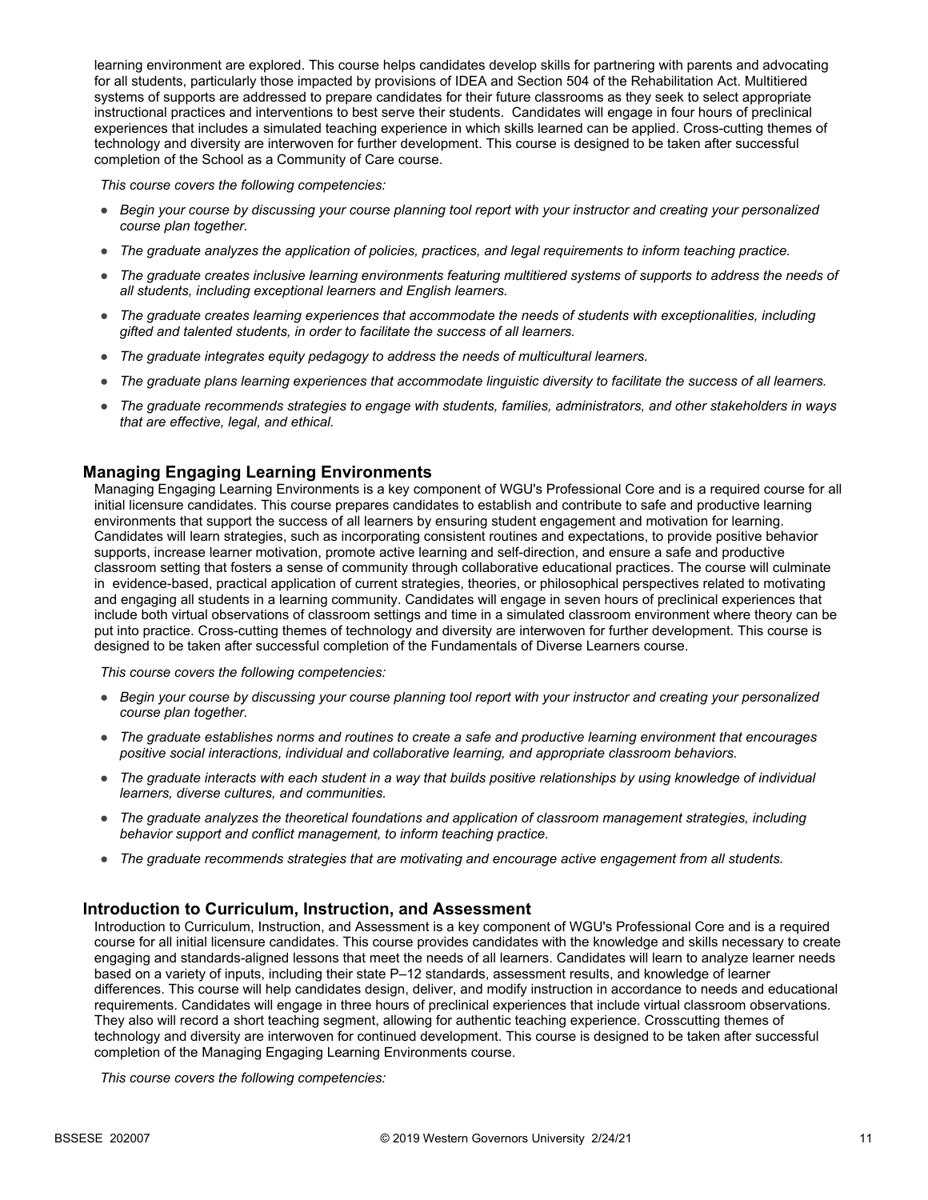learning environment are explored. This course helps candidates develop skills for partnering with parents and advocating for all students, particularly those impacted by provisions of IDEA and Section 504 of the Rehabilitation Act. Multitiered systems of supports are addressed to prepare candidates for their future classrooms as they seek to select appropriate instructional practices and interventions to best serve their students. Candidates will engage in four hours of preclinical experiences that includes a simulated teaching experience in which skills learned can be applied. Cross-cutting themes of technology and diversity are interwoven for further development. This course is designed to be taken after successful completion of the School as a Community of Care course.

*This course covers the following competencies:*

- *Begin your course by discussing your course planning tool report with your instructor and creating your personalized course plan together.*
- *The graduate analyzes the application of policies, practices, and legal requirements to inform teaching practice.*
- *The graduate creates inclusive learning environments featuring multitiered systems of supports to address the needs of all students, including exceptional learners and English learners.*
- *The graduate creates learning experiences that accommodate the needs of students with exceptionalities, including gifted and talented students, in order to facilitate the success of all learners.*
- *The graduate integrates equity pedagogy to address the needs of multicultural learners.*
- *The graduate plans learning experiences that accommodate linguistic diversity to facilitate the success of all learners.*
- *The graduate recommends strategies to engage with students, families, administrators, and other stakeholders in ways that are effective, legal, and ethical.*

### Managing Engaging Learning Environments

Managing Engaging Learning Environments is a key component of WGU's Professional Core and is a required course for all initial licensure candidates. This course prepares candidates to establish and contribute to safe and productive learning environments that support the success of all learners by ensuring student engagement and motivation for learning. Candidates will learn strategies, such as incorporating consistent routines and expectations, to provide positive behavior supports, increase learner motivation, promote active learning and self-direction, and ensure a safe and productive classroom setting that fosters a sense of community through collaborative educational practices. The course will culminate in evidence-based, practical application of current strategies, theories, or philosophical perspectives related to motivating and engaging all students in a learning community. Candidates will engage in seven hours of preclinical experiences that include both virtual observations of classroom settings and time in a simulated classroom environment where theory can be put into practice. Cross-cutting themes of technology and diversity are interwoven for further development. This course is designed to be taken after successful completion of the Fundamentals of Diverse Learners course.

*This course covers the following competencies:*

- *Begin your course by discussing your course planning tool report with your instructor and creating your personalized course plan together.*
- *The graduate establishes norms and routines to create a safe and productive learning environment that encourages positive social interactions, individual and collaborative learning, and appropriate classroom behaviors.*
- *The graduate interacts with each student in a way that builds positive relationships by using knowledge of individual learners, diverse cultures, and communities.*
- *The graduate analyzes the theoretical foundations and application of classroom management strategies, including behavior support and conflict management, to inform teaching practice.*
- *The graduate recommends strategies that are motivating and encourage active engagement from all students.*

### Introduction to Curriculum, Instruction, and Assessment

Introduction to Curriculum, Instruction, and Assessment is a key component of WGU's Professional Core and is a required course for all initial licensure candidates. This course provides candidates with the knowledge and skills necessary to create engaging and standards-aligned lessons that meet the needs of all learners. Candidates will learn to analyze learner needs based on a variety of inputs, including their state P–12 standards, assessment results, and knowledge of learner differences. This course will help candidates design, deliver, and modify instruction in accordance to needs and educational requirements. Candidates will engage in three hours of preclinical experiences that include virtual classroom observations. They also will record a short teaching segment, allowing for authentic teaching experience. Crosscutting themes of technology and diversity are interwoven for continued development. This course is designed to be taken after successful completion of the Managing Engaging Learning Environments course.

*This course covers the following competencies:*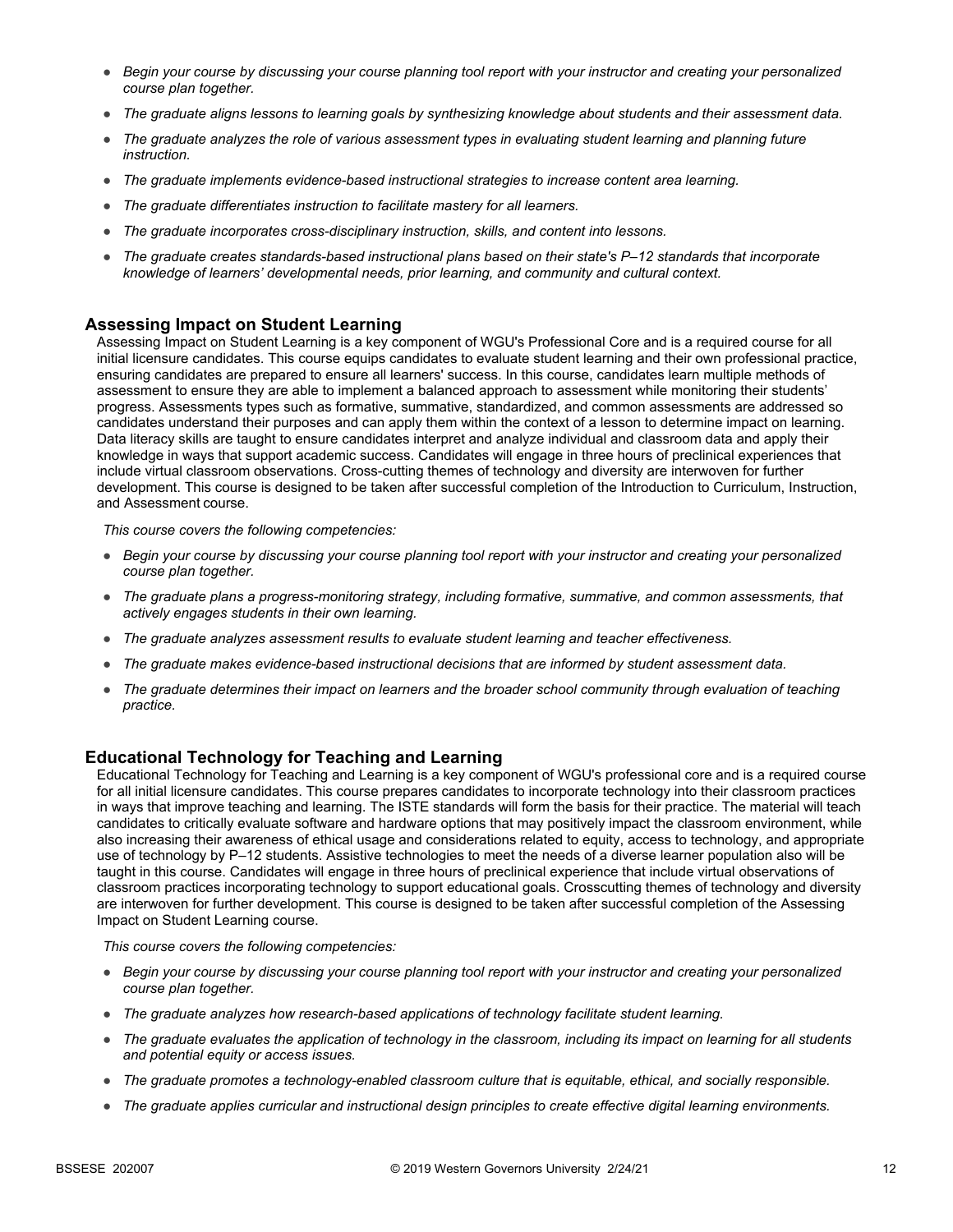- *Begin your course by discussing your course planning tool report with your instructor and creating your personalized course plan together.*
- *The graduate aligns lessons to learning goals by synthesizing knowledge about students and their assessment data.*
- *The graduate analyzes the role of various assessment types in evaluating student learning and planning future instruction.*
- *The graduate implements evidence-based instructional strategies to increase content area learning.*
- *The graduate differentiates instruction to facilitate mastery for all learners.*
- *The graduate incorporates cross-disciplinary instruction, skills, and content into lessons.*
- *The graduate creates standards-based instructional plans based on their state's P–12 standards that incorporate knowledge of learners' developmental needs, prior learning, and community and cultural context.*

### Assessing Impact on Student Learning

Assessing Impact on Student Learning is a key component of WGU's Professional Core and is a required course for all initial licensure candidates. This course equips candidates to evaluate student learning and their own professional practice, ensuring candidates are prepared to ensure all learners' success. In this course, candidates learn multiple methods of assessment to ensure they are able to implement a balanced approach to assessment while monitoring their students' progress. Assessments types such as formative, summative, standardized, and common assessments are addressed so candidates understand their purposes and can apply them within the context of a lesson to determine impact on learning. Data literacy skills are taught to ensure candidates interpret and analyze individual and classroom data and apply their knowledge in ways that support academic success. Candidates will engage in three hours of preclinical experiences that include virtual classroom observations. Cross-cutting themes of technology and diversity are interwoven for further development. This course is designed to be taken after successful completion of the Introduction to Curriculum, Instruction, and Assessment course.

*This course covers the following competencies:*

- *Begin your course by discussing your course planning tool report with your instructor and creating your personalized course plan together.*
- *The graduate plans a progress-monitoring strategy, including formative, summative, and common assessments, that actively engages students in their own learning.*
- *The graduate analyzes assessment results to evaluate student learning and teacher effectiveness.*
- *The graduate makes evidence-based instructional decisions that are informed by student assessment data.*
- *The graduate determines their impact on learners and the broader school community through evaluation of teaching practice.*

### Educational Technology for Teaching and Learning

Educational Technology for Teaching and Learning is a key component of WGU's professional core and is a required course for all initial licensure candidates. This course prepares candidates to incorporate technology into their classroom practices in ways that improve teaching and learning. The ISTE standards will form the basis for their practice. The material will teach candidates to critically evaluate software and hardware options that may positively impact the classroom environment, while also increasing their awareness of ethical usage and considerations related to equity, access to technology, and appropriate use of technology by P–12 students. Assistive technologies to meet the needs of a diverse learner population also will be taught in this course. Candidates will engage in three hours of preclinical experience that include virtual observations of classroom practices incorporating technology to support educational goals. Crosscutting themes of technology and diversity are interwoven for further development. This course is designed to be taken after successful completion of the Assessing Impact on Student Learning course.

*This course covers the following competencies:*

- *Begin your course by discussing your course planning tool report with your instructor and creating your personalized course plan together.*
- *The graduate analyzes how research-based applications of technology facilitate student learning.*
- *The graduate evaluates the application of technology in the classroom, including its impact on learning for all students and potential equity or access issues.*
- *The graduate promotes a technology-enabled classroom culture that is equitable, ethical, and socially responsible.*
- *The graduate applies curricular and instructional design principles to create effective digital learning environments.*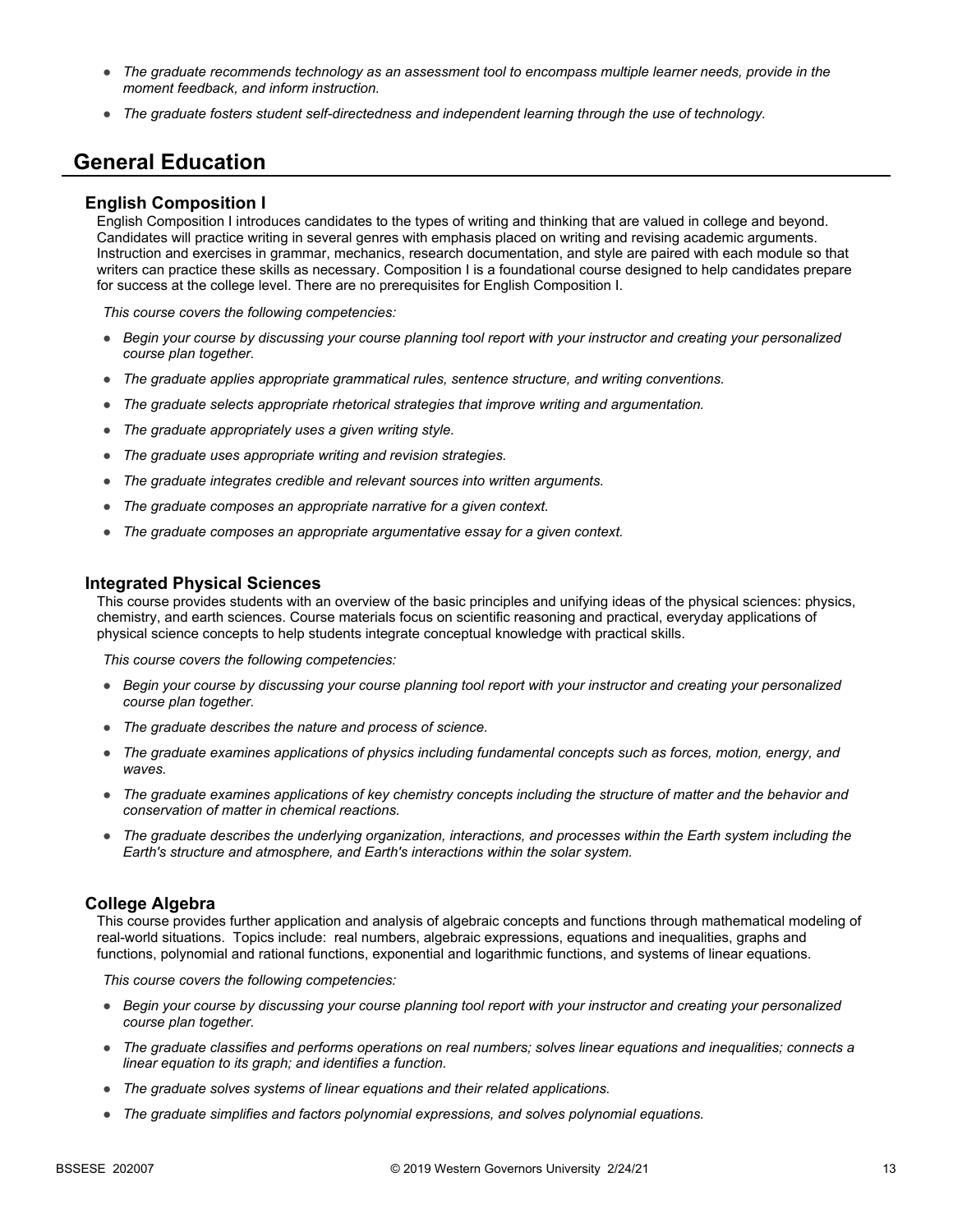- *The graduate recommends technology as an assessment tool to encompass multiple learner needs, provide in the moment feedback, and inform instruction.*
- *The graduate fosters student self-directedness and independent learning through the use of technology.*

## General Education

### English Composition I

English Composition I introduces candidates to the types of writing and thinking that are valued in college and beyond. Candidates will practice writing in several genres with emphasis placed on writing and revising academic arguments. Instruction and exercises in grammar, mechanics, research documentation, and style are paired with each module so that writers can practice these skills as necessary. Composition I is a foundational course designed to help candidates prepare for success at the college level. There are no prerequisites for English Composition I.

*This course covers the following competencies:*

- *Begin your course by discussing your course planning tool report with your instructor and creating your personalized course plan together.*
- *The graduate applies appropriate grammatical rules, sentence structure, and writing conventions.*
- *The graduate selects appropriate rhetorical strategies that improve writing and argumentation.*
- *The graduate appropriately uses a given writing style.*
- *The graduate uses appropriate writing and revision strategies.*
- *The graduate integrates credible and relevant sources into written arguments.*
- *The graduate composes an appropriate narrative for a given context.*
- *The graduate composes an appropriate argumentative essay for a given context.*

### Integrated Physical Sciences

This course provides students with an overview of the basic principles and unifying ideas of the physical sciences: physics, chemistry, and earth sciences. Course materials focus on scientific reasoning and practical, everyday applications of physical science concepts to help students integrate conceptual knowledge with practical skills.

*This course covers the following competencies:*

- *Begin your course by discussing your course planning tool report with your instructor and creating your personalized course plan together.*
- *The graduate describes the nature and process of science.*
- *The graduate examines applications of physics including fundamental concepts such as forces, motion, energy, and waves.*
- *The graduate examines applications of key chemistry concepts including the structure of matter and the behavior and conservation of matter in chemical reactions.*
- *The graduate describes the underlying organization, interactions, and processes within the Earth system including the Earth's structure and atmosphere, and Earth's interactions within the solar system.*

### College Algebra

This course provides further application and analysis of algebraic concepts and functions through mathematical modeling of real-world situations. Topics include: real numbers, algebraic expressions, equations and inequalities, graphs and functions, polynomial and rational functions, exponential and logarithmic functions, and systems of linear equations.

*This course covers the following competencies:*

- *Begin your course by discussing your course planning tool report with your instructor and creating your personalized course plan together.*
- *The graduate classifies and performs operations on real numbers; solves linear equations and inequalities; connects a linear equation to its graph; and identifies a function.*
- *The graduate solves systems of linear equations and their related applications.*
- *The graduate simplifies and factors polynomial expressions, and solves polynomial equations.*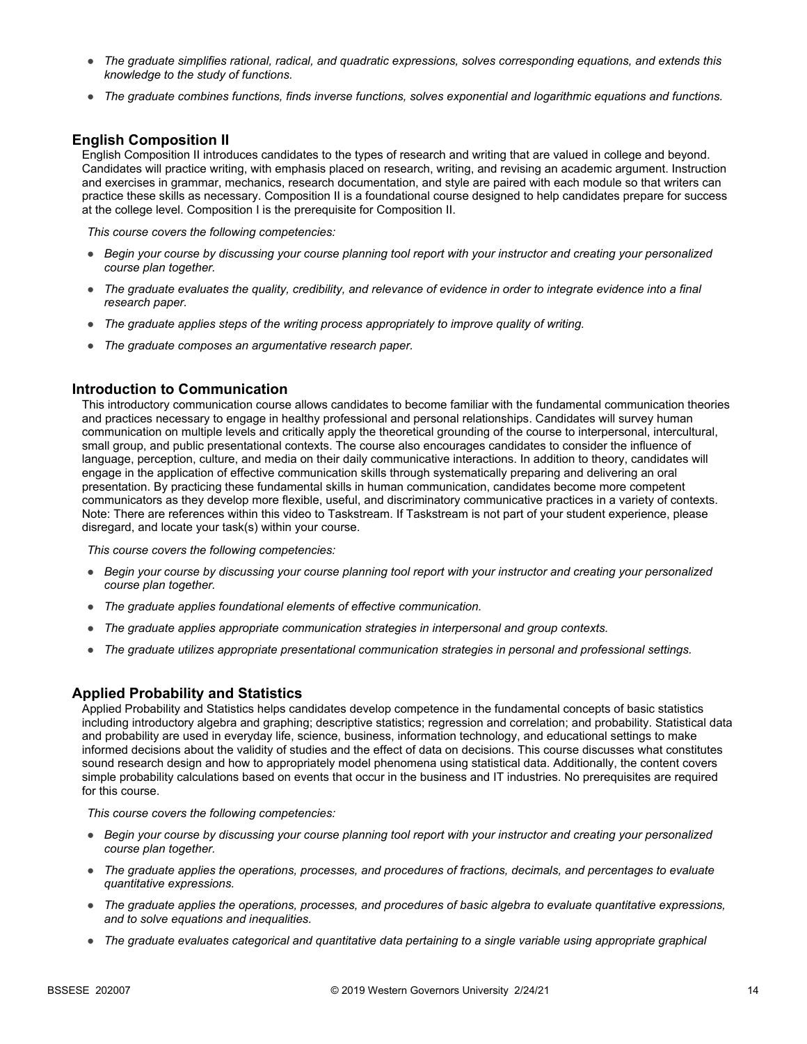- *The graduate simplifies rational, radical, and quadratic expressions, solves corresponding equations, and extends this knowledge to the study of functions.*
- *The graduate combines functions, finds inverse functions, solves exponential and logarithmic equations and functions.*

## English Composition II

English Composition II introduces candidates to the types of research and writing that are valued in college and beyond. Candidates will practice writing, with emphasis placed on research, writing, and revising an academic argument. Instruction and exercises in grammar, mechanics, research documentation, and style are paired with each module so that writers can practice these skills as necessary. Composition II is a foundational course designed to help candidates prepare for success at the college level. Composition I is the prerequisite for Composition II.

*This course covers the following competencies:*

- *Begin your course by discussing your course planning tool report with your instructor and creating your personalized course plan together.*
- *The graduate evaluates the quality, credibility, and relevance of evidence in order to integrate evidence into a final research paper.*
- *The graduate applies steps of the writing process appropriately to improve quality of writing.*
- *The graduate composes an argumentative research paper.*

## Introduction to Communication

This introductory communication course allows candidates to become familiar with the fundamental communication theories and practices necessary to engage in healthy professional and personal relationships. Candidates will survey human communication on multiple levels and critically apply the theoretical grounding of the course to interpersonal, intercultural, small group, and public presentational contexts. The course also encourages candidates to consider the influence of language, perception, culture, and media on their daily communicative interactions. In addition to theory, candidates will engage in the application of effective communication skills through systematically preparing and delivering an oral presentation. By practicing these fundamental skills in human communication, candidates become more competent communicators as they develop more flexible, useful, and discriminatory communicative practices in a variety of contexts. Note: There are references within this video to Taskstream. If Taskstream is not part of your student experience, please disregard, and locate your task(s) within your course.

*This course covers the following competencies:*

- *Begin your course by discussing your course planning tool report with your instructor and creating your personalized course plan together.*
- *The graduate applies foundational elements of effective communication.*
- *The graduate applies appropriate communication strategies in interpersonal and group contexts.*
- *The graduate utilizes appropriate presentational communication strategies in personal and professional settings.*

## Applied Probability and Statistics

Applied Probability and Statistics helps candidates develop competence in the fundamental concepts of basic statistics including introductory algebra and graphing; descriptive statistics; regression and correlation; and probability. Statistical data and probability are used in everyday life, science, business, information technology, and educational settings to make informed decisions about the validity of studies and the effect of data on decisions. This course discusses what constitutes sound research design and how to appropriately model phenomena using statistical data. Additionally, the content covers simple probability calculations based on events that occur in the business and IT industries. No prerequisites are required for this course.

*This course covers the following competencies:*

- *Begin your course by discussing your course planning tool report with your instructor and creating your personalized course plan together.*
- *The graduate applies the operations, processes, and procedures of fractions, decimals, and percentages to evaluate quantitative expressions.*
- *The graduate applies the operations, processes, and procedures of basic algebra to evaluate quantitative expressions, and to solve equations and inequalities.*
- *The graduate evaluates categorical and quantitative data pertaining to a single variable using appropriate graphical*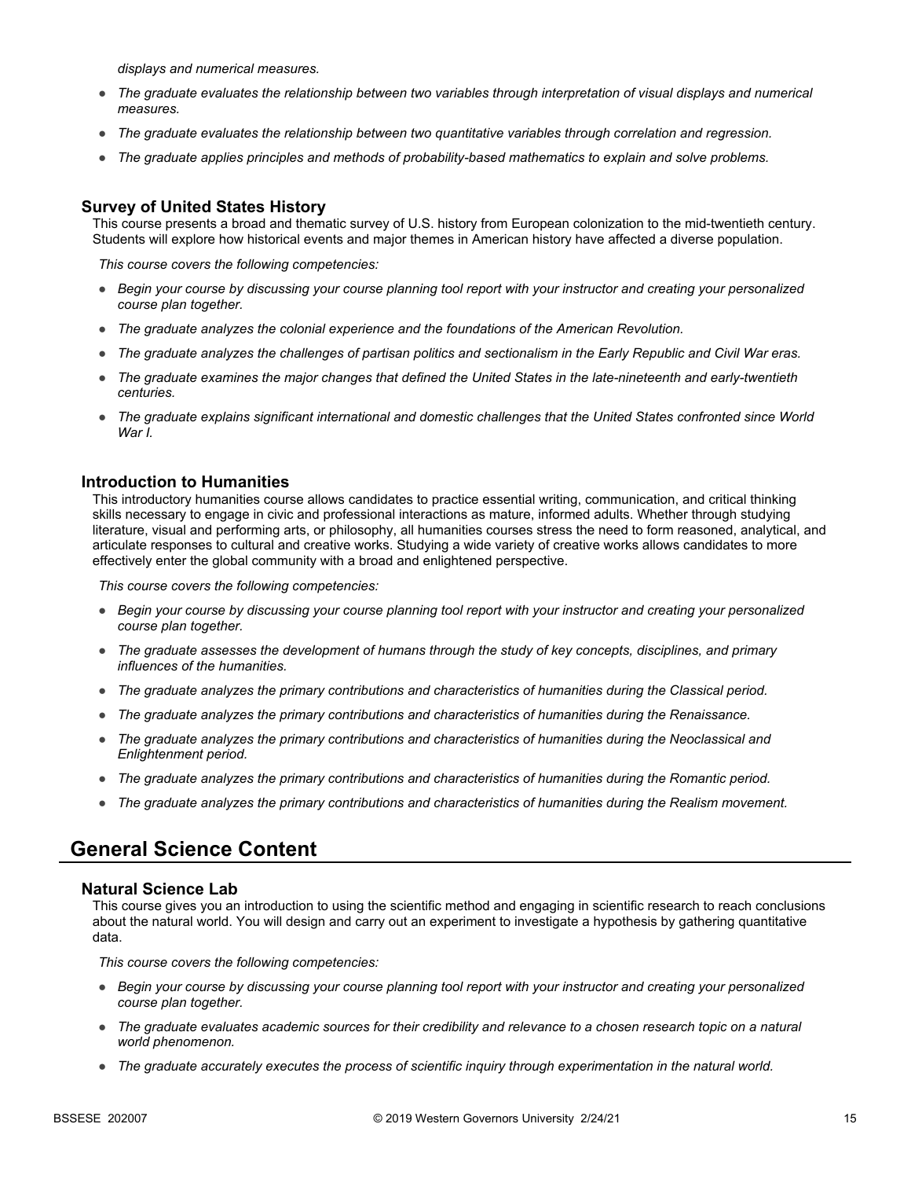*displays and numerical measures.*

- *The graduate evaluates the relationship between two variables through interpretation of visual displays and numerical measures.*
- *The graduate evaluates the relationship between two quantitative variables through correlation and regression.*
- *The graduate applies principles and methods of probability-based mathematics to explain and solve problems.*

### Survey of United States History

This course presents a broad and thematic survey of U.S. history from European colonization to the mid-twentieth century. Students will explore how historical events and major themes in American history have affected a diverse population.

*This course covers the following competencies:*

- *Begin your course by discussing your course planning tool report with your instructor and creating your personalized course plan together.*
- *The graduate analyzes the colonial experience and the foundations of the American Revolution.*
- *The graduate analyzes the challenges of partisan politics and sectionalism in the Early Republic and Civil War eras.*
- *The graduate examines the major changes that defined the United States in the late-nineteenth and early-twentieth centuries.*
- *The graduate explains significant international and domestic challenges that the United States confronted since World War I.*

### Introduction to Humanities

This introductory humanities course allows candidates to practice essential writing, communication, and critical thinking skills necessary to engage in civic and professional interactions as mature, informed adults. Whether through studying literature, visual and performing arts, or philosophy, all humanities courses stress the need to form reasoned, analytical, and articulate responses to cultural and creative works. Studying a wide variety of creative works allows candidates to more effectively enter the global community with a broad and enlightened perspective.

*This course covers the following competencies:*

- *Begin your course by discussing your course planning tool report with your instructor and creating your personalized course plan together.*
- *The graduate assesses the development of humans through the study of key concepts, disciplines, and primary influences of the humanities.*
- *The graduate analyzes the primary contributions and characteristics of humanities during the Classical period.*
- *The graduate analyzes the primary contributions and characteristics of humanities during the Renaissance.*
- *The graduate analyzes the primary contributions and characteristics of humanities during the Neoclassical and Enlightenment period.*
- *The graduate analyzes the primary contributions and characteristics of humanities during the Romantic period.*
- *The graduate analyzes the primary contributions and characteristics of humanities during the Realism movement.*

## General Science Content

### Natural Science Lab

This course gives you an introduction to using the scientific method and engaging in scientific research to reach conclusions about the natural world. You will design and carry out an experiment to investigate a hypothesis by gathering quantitative data.

*This course covers the following competencies:*

- *Begin your course by discussing your course planning tool report with your instructor and creating your personalized course plan together.*
- *The graduate evaluates academic sources for their credibility and relevance to a chosen research topic on a natural world phenomenon.*
- *The graduate accurately executes the process of scientific inquiry through experimentation in the natural world.*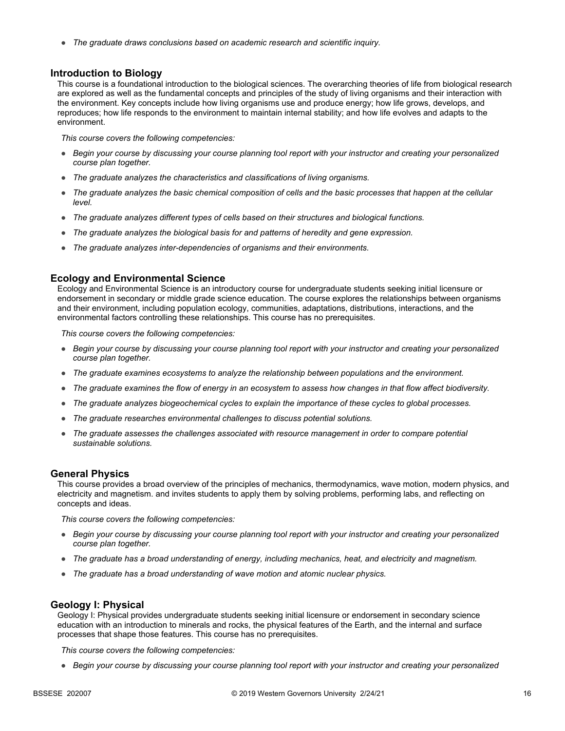- *The graduate draws conclusions based on academic research and scientific inquiry.*

### Introduction to Biology

This course is a foundational introduction to the biological sciences. The overarching theories of life from biological research are explored as well as the fundamental concepts and principles of the study of living organisms and their interaction with the environment. Key concepts include how living organisms use and produce energy; how life grows, develops, and reproduces; how life responds to the environment to maintain internal stability; and how life evolves and adapts to the environment.

*This course covers the following competencies:*

- *Begin your course by discussing your course planning tool report with your instructor and creating your personalized course plan together.*
- *The graduate analyzes the characteristics and classifications of living organisms.*
- *The graduate analyzes the basic chemical composition of cells and the basic processes that happen at the cellular level.*
- *The graduate analyzes different types of cells based on their structures and biological functions.*
- *The graduate analyzes the biological basis for and patterns of heredity and gene expression.*
- *The graduate analyzes inter-dependencies of organisms and their environments.*

### Ecology and Environmental Science

Ecology and Environmental Science is an introductory course for undergraduate students seeking initial licensure or endorsement in secondary or middle grade science education. The course explores the relationships between organisms and their environment, including population ecology, communities, adaptations, distributions, interactions, and the environmental factors controlling these relationships. This course has no prerequisites.

*This course covers the following competencies:*

- *Begin your course by discussing your course planning tool report with your instructor and creating your personalized course plan together.*
- *The graduate examines ecosystems to analyze the relationship between populations and the environment.*
- *The graduate examines the flow of energy in an ecosystem to assess how changes in that flow affect biodiversity.*
- *The graduate analyzes biogeochemical cycles to explain the importance of these cycles to global processes.*
- *The graduate researches environmental challenges to discuss potential solutions.*
- *The graduate assesses the challenges associated with resource management in order to compare potential sustainable solutions.*

### General Physics

This course provides a broad overview of the principles of mechanics, thermodynamics, wave motion, modern physics, and electricity and magnetism. and invites students to apply them by solving problems, performing labs, and reflecting on concepts and ideas.

*This course covers the following competencies:*

- *Begin your course by discussing your course planning tool report with your instructor and creating your personalized course plan together.*
- *The graduate has a broad understanding of energy, including mechanics, heat, and electricity and magnetism.*
- *The graduate has a broad understanding of wave motion and atomic nuclear physics.*

### Geology I: Physical

Geology I: Physical provides undergraduate students seeking initial licensure or endorsement in secondary science education with an introduction to minerals and rocks, the physical features of the Earth, and the internal and surface processes that shape those features. This course has no prerequisites.

*This course covers the following competencies:*

- *Begin your course by discussing your course planning tool report with your instructor and creating your personalized*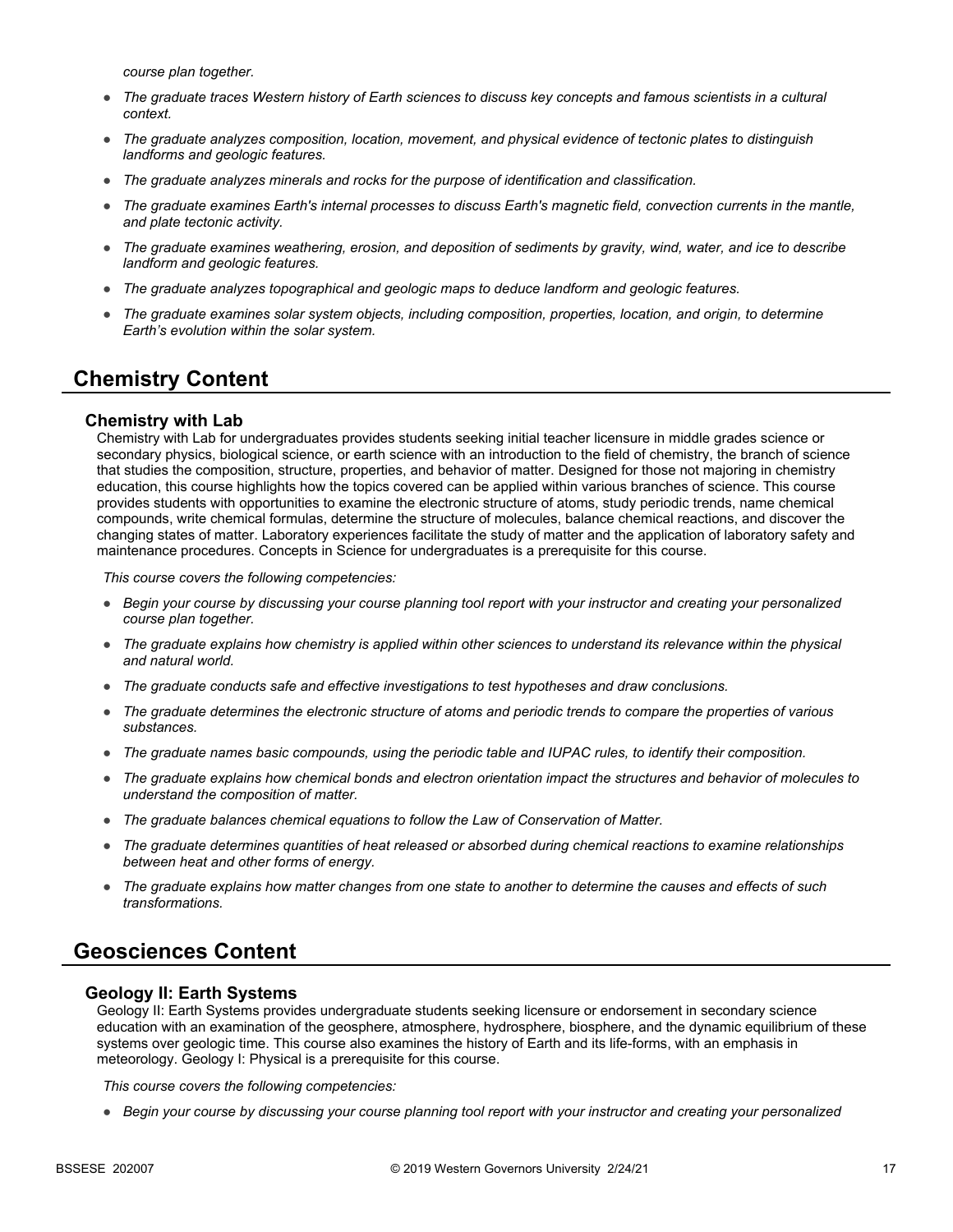*course plan together.*

- *The graduate traces Western history of Earth sciences to discuss key concepts and famous scientists in a cultural context.*
- *The graduate analyzes composition, location, movement, and physical evidence of tectonic plates to distinguish landforms and geologic features.*
- *The graduate analyzes minerals and rocks for the purpose of identification and classification.*
- *The graduate examines Earth's internal processes to discuss Earth's magnetic field, convection currents in the mantle, and plate tectonic activity.*
- *The graduate examines weathering, erosion, and deposition of sediments by gravity, wind, water, and ice to describe landform and geologic features.*
- *The graduate analyzes topographical and geologic maps to deduce landform and geologic features.*
- *The graduate examines solar system objects, including composition, properties, location, and origin, to determine Earth's evolution within the solar system.*

## Chemistry Content

### Chemistry with Lab

Chemistry with Lab for undergraduates provides students seeking initial teacher licensure in middle grades science or secondary physics, biological science, or earth science with an introduction to the field of chemistry, the branch of science that studies the composition, structure, properties, and behavior of matter. Designed for those not majoring in chemistry education, this course highlights how the topics covered can be applied within various branches of science. This course provides students with opportunities to examine the electronic structure of atoms, study periodic trends, name chemical compounds, write chemical formulas, determine the structure of molecules, balance chemical reactions, and discover the changing states of matter. Laboratory experiences facilitate the study of matter and the application of laboratory safety and maintenance procedures. Concepts in Science for undergraduates is a prerequisite for this course.

*This course covers the following competencies:*

- *Begin your course by discussing your course planning tool report with your instructor and creating your personalized course plan together.*
- *The graduate explains how chemistry is applied within other sciences to understand its relevance within the physical and natural world.*
- *The graduate conducts safe and effective investigations to test hypotheses and draw conclusions.*
- *The graduate determines the electronic structure of atoms and periodic trends to compare the properties of various substances.*
- *The graduate names basic compounds, using the periodic table and IUPAC rules, to identify their composition.*
- *The graduate explains how chemical bonds and electron orientation impact the structures and behavior of molecules to understand the composition of matter.*
- *The graduate balances chemical equations to follow the Law of Conservation of Matter.*
- *The graduate determines quantities of heat released or absorbed during chemical reactions to examine relationships between heat and other forms of energy.*
- *The graduate explains how matter changes from one state to another to determine the causes and effects of such transformations.*

## Geosciences Content

### Geology II: Earth Systems

Geology II: Earth Systems provides undergraduate students seeking licensure or endorsement in secondary science education with an examination of the geosphere, atmosphere, hydrosphere, biosphere, and the dynamic equilibrium of these systems over geologic time. This course also examines the history of Earth and its life-forms, with an emphasis in meteorology. Geology I: Physical is a prerequisite for this course.

*This course covers the following competencies:*

- *Begin your course by discussing your course planning tool report with your instructor and creating your personalized*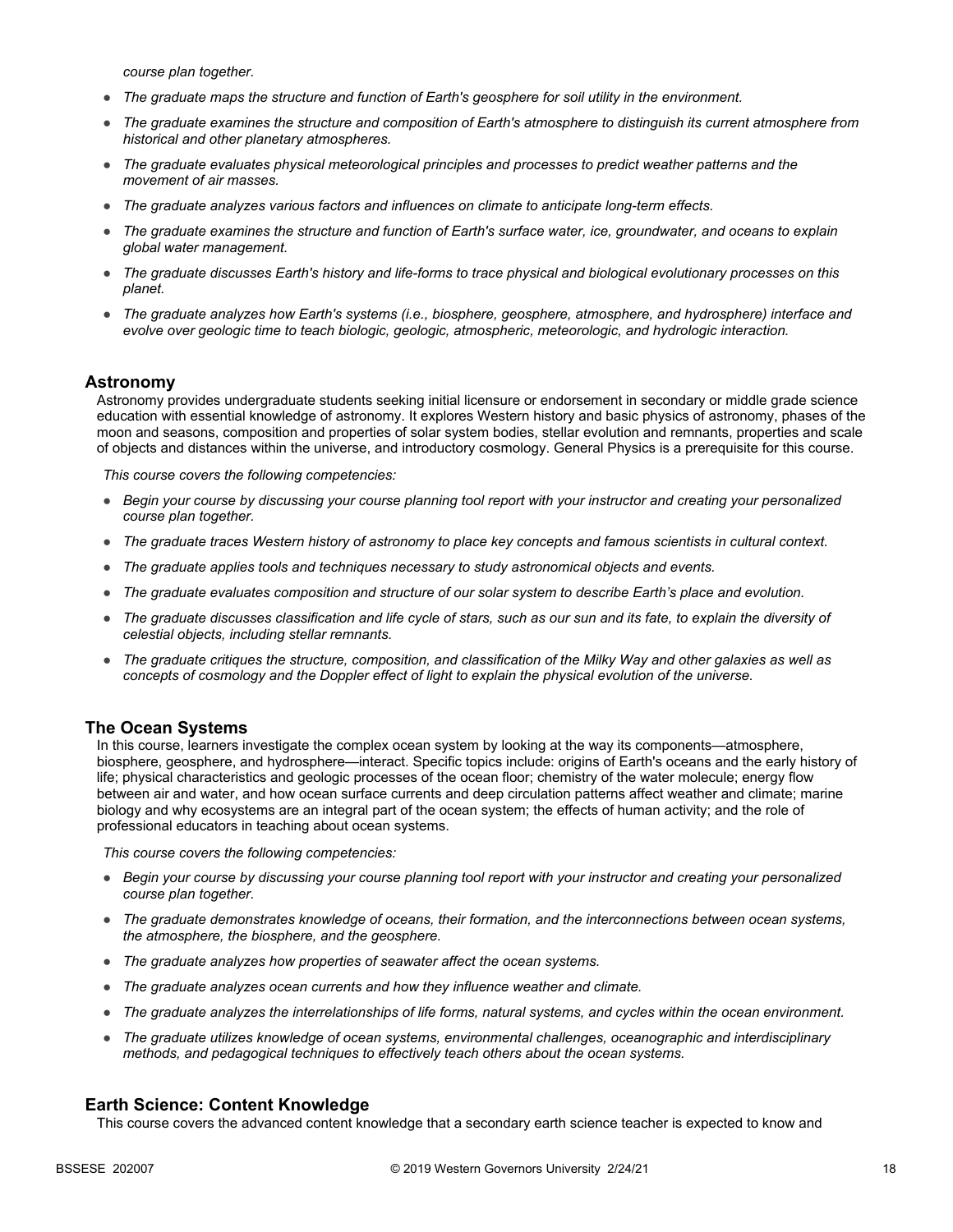*course plan together.*

- *The graduate maps the structure and function of Earth's geosphere for soil utility in the environment.*
- *The graduate examines the structure and composition of Earth's atmosphere to distinguish its current atmosphere from historical and other planetary atmospheres.*
- *The graduate evaluates physical meteorological principles and processes to predict weather patterns and the movement of air masses.*
- *The graduate analyzes various factors and influences on climate to anticipate long-term effects.*
- *The graduate examines the structure and function of Earth's surface water, ice, groundwater, and oceans to explain global water management.*
- *The graduate discusses Earth's history and life-forms to trace physical and biological evolutionary processes on this planet.*
- *The graduate analyzes how Earth's systems (i.e., biosphere, geosphere, atmosphere, and hydrosphere) interface and evolve over geologic time to teach biologic, geologic, atmospheric, meteorologic, and hydrologic interaction.*

## Astronomy

Astronomy provides undergraduate students seeking initial licensure or endorsement in secondary or middle grade science education with essential knowledge of astronomy. It explores Western history and basic physics of astronomy, phases of the moon and seasons, composition and properties of solar system bodies, stellar evolution and remnants, properties and scale of objects and distances within the universe, and introductory cosmology. General Physics is a prerequisite for this course.

*This course covers the following competencies:*

- *Begin your course by discussing your course planning tool report with your instructor and creating your personalized course plan together.*
- *The graduate traces Western history of astronomy to place key concepts and famous scientists in cultural context.*
- *The graduate applies tools and techniques necessary to study astronomical objects and events.*
- *The graduate evaluates composition and structure of our solar system to describe Earth's place and evolution.*
- *The graduate discusses classification and life cycle of stars, such as our sun and its fate, to explain the diversity of celestial objects, including stellar remnants.*
- *The graduate critiques the structure, composition, and classification of the Milky Way and other galaxies as well as concepts of cosmology and the Doppler effect of light to explain the physical evolution of the universe.*

## The Ocean Systems

In this course, learners investigate the complex ocean system by looking at the way its components—atmosphere, biosphere, geosphere, and hydrosphere—interact. Specific topics include: origins of Earth's oceans and the early history of life; physical characteristics and geologic processes of the ocean floor; chemistry of the water molecule; energy flow between air and water, and how ocean surface currents and deep circulation patterns affect weather and climate; marine biology and why ecosystems are an integral part of the ocean system; the effects of human activity; and the role of professional educators in teaching about ocean systems.

*This course covers the following competencies:*

- *Begin your course by discussing your course planning tool report with your instructor and creating your personalized course plan together.*
- *The graduate demonstrates knowledge of oceans, their formation, and the interconnections between ocean systems, the atmosphere, the biosphere, and the geosphere.*
- *The graduate analyzes how properties of seawater affect the ocean systems.*
- *The graduate analyzes ocean currents and how they influence weather and climate.*
- *The graduate analyzes the interrelationships of life forms, natural systems, and cycles within the ocean environment.*
- *The graduate utilizes knowledge of ocean systems, environmental challenges, oceanographic and interdisciplinary methods, and pedagogical techniques to effectively teach others about the ocean systems.*

## Earth Science: Content Knowledge

This course covers the advanced content knowledge that a secondary earth science teacher is expected to know and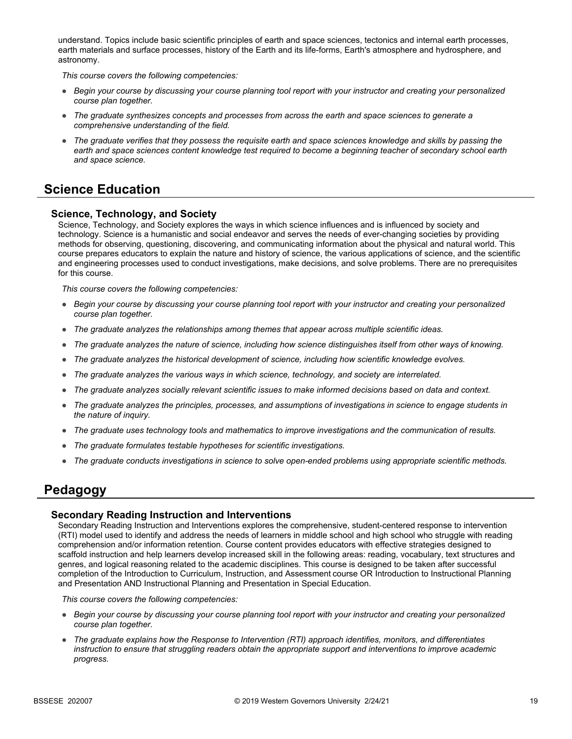understand. Topics include basic scientific principles of earth and space sciences, tectonics and internal earth processes, earth materials and surface processes, history of the Earth and its life-forms, Earth's atmosphere and hydrosphere, and astronomy.

*This course covers the following competencies:*

- *Begin your course by discussing your course planning tool report with your instructor and creating your personalized course plan together.*
- *The graduate synthesizes concepts and processes from across the earth and space sciences to generate a comprehensive understanding of the field.*
- *The graduate verifies that they possess the requisite earth and space sciences knowledge and skills by passing the earth and space sciences content knowledge test required to become a beginning teacher of secondary school earth and space science.*

## Science Education

### Science, Technology, and Society

Science, Technology, and Society explores the ways in which science influences and is influenced by society and technology. Science is a humanistic and social endeavor and serves the needs of ever-changing societies by providing methods for observing, questioning, discovering, and communicating information about the physical and natural world. This course prepares educators to explain the nature and history of science, the various applications of science, and the scientific and engineering processes used to conduct investigations, make decisions, and solve problems. There are no prerequisites for this course.

*This course covers the following competencies:*

- *Begin your course by discussing your course planning tool report with your instructor and creating your personalized course plan together.*
- *The graduate analyzes the relationships among themes that appear across multiple scientific ideas.*
- *The graduate analyzes the nature of science, including how science distinguishes itself from other ways of knowing.*
- *The graduate analyzes the historical development of science, including how scientific knowledge evolves.*
- *The graduate analyzes the various ways in which science, technology, and society are interrelated.*
- *The graduate analyzes socially relevant scientific issues to make informed decisions based on data and context.*
- *The graduate analyzes the principles, processes, and assumptions of investigations in science to engage students in the nature of inquiry.*
- *The graduate uses technology tools and mathematics to improve investigations and the communication of results.*
- *The graduate formulates testable hypotheses for scientific investigations.*
- *The graduate conducts investigations in science to solve open-ended problems using appropriate scientific methods.*

## Pedagogy

### Secondary Reading Instruction and Interventions

Secondary Reading Instruction and Interventions explores the comprehensive, student-centered response to intervention (RTI) model used to identify and address the needs of learners in middle school and high school who struggle with reading comprehension and/or information retention. Course content provides educators with effective strategies designed to scaffold instruction and help learners develop increased skill in the following areas: reading, vocabulary, text structures and genres, and logical reasoning related to the academic disciplines. This course is designed to be taken after successful completion of the Introduction to Curriculum, Instruction, and Assessment course OR Introduction to Instructional Planning and Presentation AND Instructional Planning and Presentation in Special Education.

*This course covers the following competencies:*

- *Begin your course by discussing your course planning tool report with your instructor and creating your personalized course plan together.*
- *The graduate explains how the Response to Intervention (RTI) approach identifies, monitors, and differentiates instruction to ensure that struggling readers obtain the appropriate support and interventions to improve academic progress.*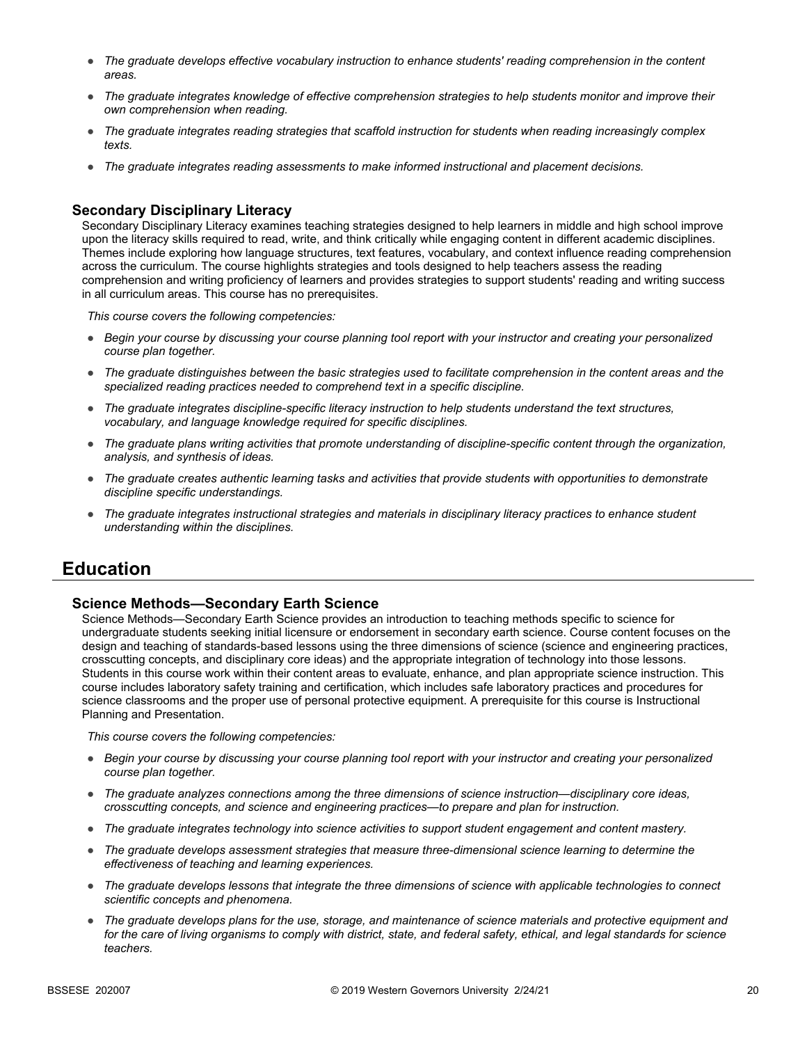- *The graduate develops effective vocabulary instruction to enhance students' reading comprehension in the content areas.*
- *The graduate integrates knowledge of effective comprehension strategies to help students monitor and improve their own comprehension when reading.*
- *The graduate integrates reading strategies that scaffold instruction for students when reading increasingly complex texts.*
- *The graduate integrates reading assessments to make informed instructional and placement decisions.*

### Secondary Disciplinary Literacy

Secondary Disciplinary Literacy examines teaching strategies designed to help learners in middle and high school improve upon the literacy skills required to read, write, and think critically while engaging content in different academic disciplines. Themes include exploring how language structures, text features, vocabulary, and context influence reading comprehension across the curriculum. The course highlights strategies and tools designed to help teachers assess the reading comprehension and writing proficiency of learners and provides strategies to support students' reading and writing success in all curriculum areas. This course has no prerequisites.

*This course covers the following competencies:*

- *Begin your course by discussing your course planning tool report with your instructor and creating your personalized course plan together.*
- *The graduate distinguishes between the basic strategies used to facilitate comprehension in the content areas and the specialized reading practices needed to comprehend text in a specific discipline.*
- *The graduate integrates discipline-specific literacy instruction to help students understand the text structures, vocabulary, and language knowledge required for specific disciplines.*
- *The graduate plans writing activities that promote understanding of discipline-specific content through the organization, analysis, and synthesis of ideas.*
- *The graduate creates authentic learning tasks and activities that provide students with opportunities to demonstrate discipline specific understandings.*
- *The graduate integrates instructional strategies and materials in disciplinary literacy practices to enhance student understanding within the disciplines.*

## Education

### Science Methods—Secondary Earth Science

Science Methods—Secondary Earth Science provides an introduction to teaching methods specific to science for undergraduate students seeking initial licensure or endorsement in secondary earth science. Course content focuses on the design and teaching of standards-based lessons using the three dimensions of science (science and engineering practices, crosscutting concepts, and disciplinary core ideas) and the appropriate integration of technology into those lessons. Students in this course work within their content areas to evaluate, enhance, and plan appropriate science instruction. This course includes laboratory safety training and certification, which includes safe laboratory practices and procedures for science classrooms and the proper use of personal protective equipment. A prerequisite for this course is Instructional Planning and Presentation.

*This course covers the following competencies:*

- *Begin your course by discussing your course planning tool report with your instructor and creating your personalized course plan together.*
- *The graduate analyzes connections among the three dimensions of science instruction—disciplinary core ideas, crosscutting concepts, and science and engineering practices—to prepare and plan for instruction.*
- *The graduate integrates technology into science activities to support student engagement and content mastery.*
- *The graduate develops assessment strategies that measure three-dimensional science learning to determine the effectiveness of teaching and learning experiences.*
- *The graduate develops lessons that integrate the three dimensions of science with applicable technologies to connect scientific concepts and phenomena.*
- *The graduate develops plans for the use, storage, and maintenance of science materials and protective equipment and for the care of living organisms to comply with district, state, and federal safety, ethical, and legal standards for science teachers.*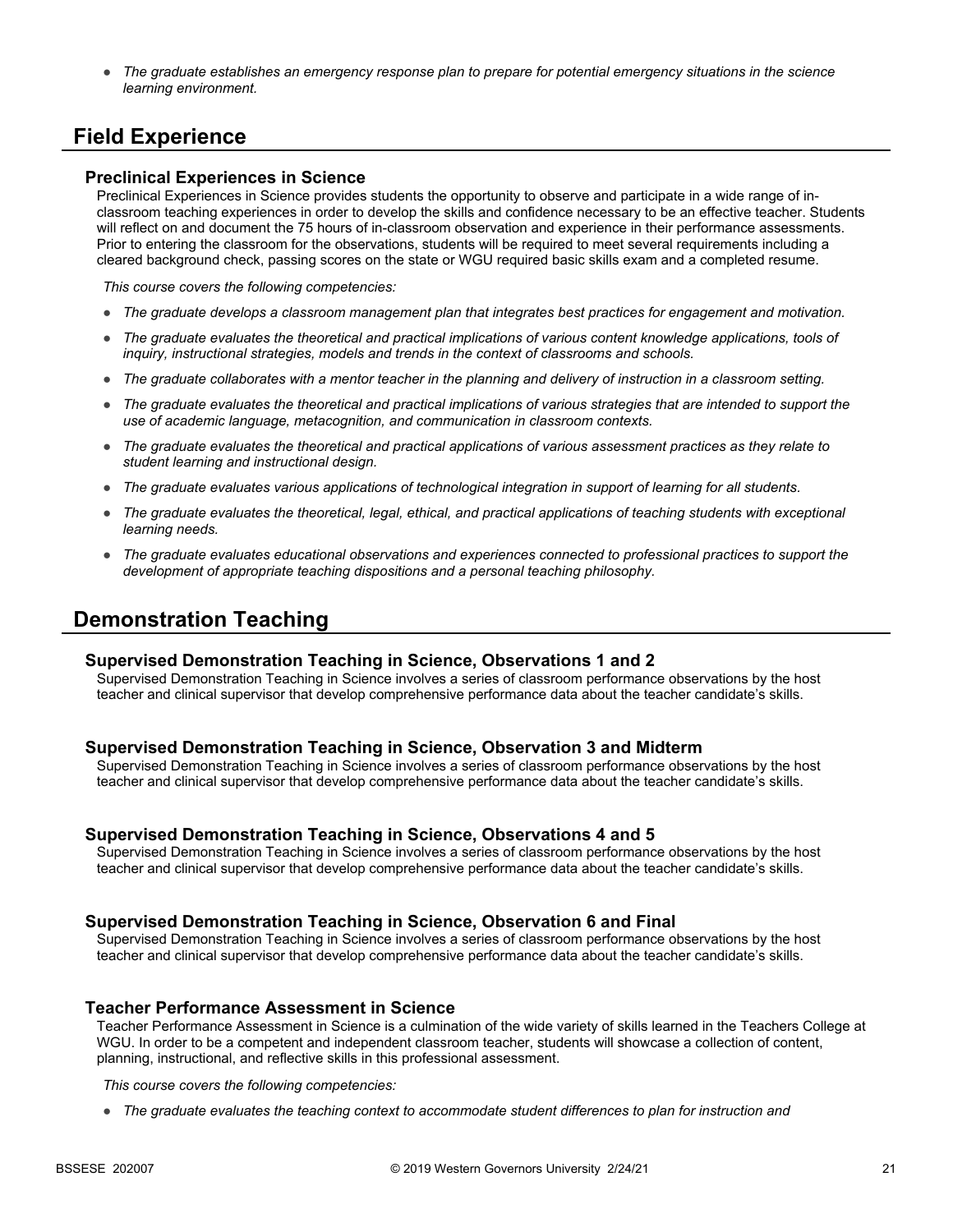- *The graduate establishes an emergency response plan to prepare for potential emergency situations in the science learning environment.*

## Field Experience

### Preclinical Experiences in Science

Preclinical Experiences in Science provides students the opportunity to observe and participate in a wide range of in-classroom teaching experiences in order to develop the skills and confidence necessary to be an effective teacher. Students will reflect on and document the 75 hours of in-classroom observation and experience in their performance assessments. Prior to entering the classroom for the observations, students will be required to meet several requirements including a cleared background check, passing scores on the state or WGU required basic skills exam and a completed resume.

*This course covers the following competencies:*

- *The graduate develops a classroom management plan that integrates best practices for engagement and motivation.*
- *The graduate evaluates the theoretical and practical implications of various content knowledge applications, tools of inquiry, instructional strategies, models and trends in the context of classrooms and schools.*
- *The graduate collaborates with a mentor teacher in the planning and delivery of instruction in a classroom setting.*
- *The graduate evaluates the theoretical and practical implications of various strategies that are intended to support the use of academic language, metacognition, and communication in classroom contexts.*
- *The graduate evaluates the theoretical and practical applications of various assessment practices as they relate to student learning and instructional design.*
- *The graduate evaluates various applications of technological integration in support of learning for all students.*
- *The graduate evaluates the theoretical, legal, ethical, and practical applications of teaching students with exceptional learning needs.*
- *The graduate evaluates educational observations and experiences connected to professional practices to support the development of appropriate teaching dispositions and a personal teaching philosophy.*

## Demonstration Teaching

### Supervised Demonstration Teaching in Science, Observations 1 and 2

Supervised Demonstration Teaching in Science involves a series of classroom performance observations by the host teacher and clinical supervisor that develop comprehensive performance data about the teacher candidate's skills.

### Supervised Demonstration Teaching in Science, Observation 3 and Midterm

Supervised Demonstration Teaching in Science involves a series of classroom performance observations by the host teacher and clinical supervisor that develop comprehensive performance data about the teacher candidate's skills.

### Supervised Demonstration Teaching in Science, Observations 4 and 5

Supervised Demonstration Teaching in Science involves a series of classroom performance observations by the host teacher and clinical supervisor that develop comprehensive performance data about the teacher candidate's skills.

### Supervised Demonstration Teaching in Science, Observation 6 and Final

Supervised Demonstration Teaching in Science involves a series of classroom performance observations by the host teacher and clinical supervisor that develop comprehensive performance data about the teacher candidate's skills.

### Teacher Performance Assessment in Science

Teacher Performance Assessment in Science is a culmination of the wide variety of skills learned in the Teachers College at WGU. In order to be a competent and independent classroom teacher, students will showcase a collection of content, planning, instructional, and reflective skills in this professional assessment.

*This course covers the following competencies:*

- *The graduate evaluates the teaching context to accommodate student differences to plan for instruction and*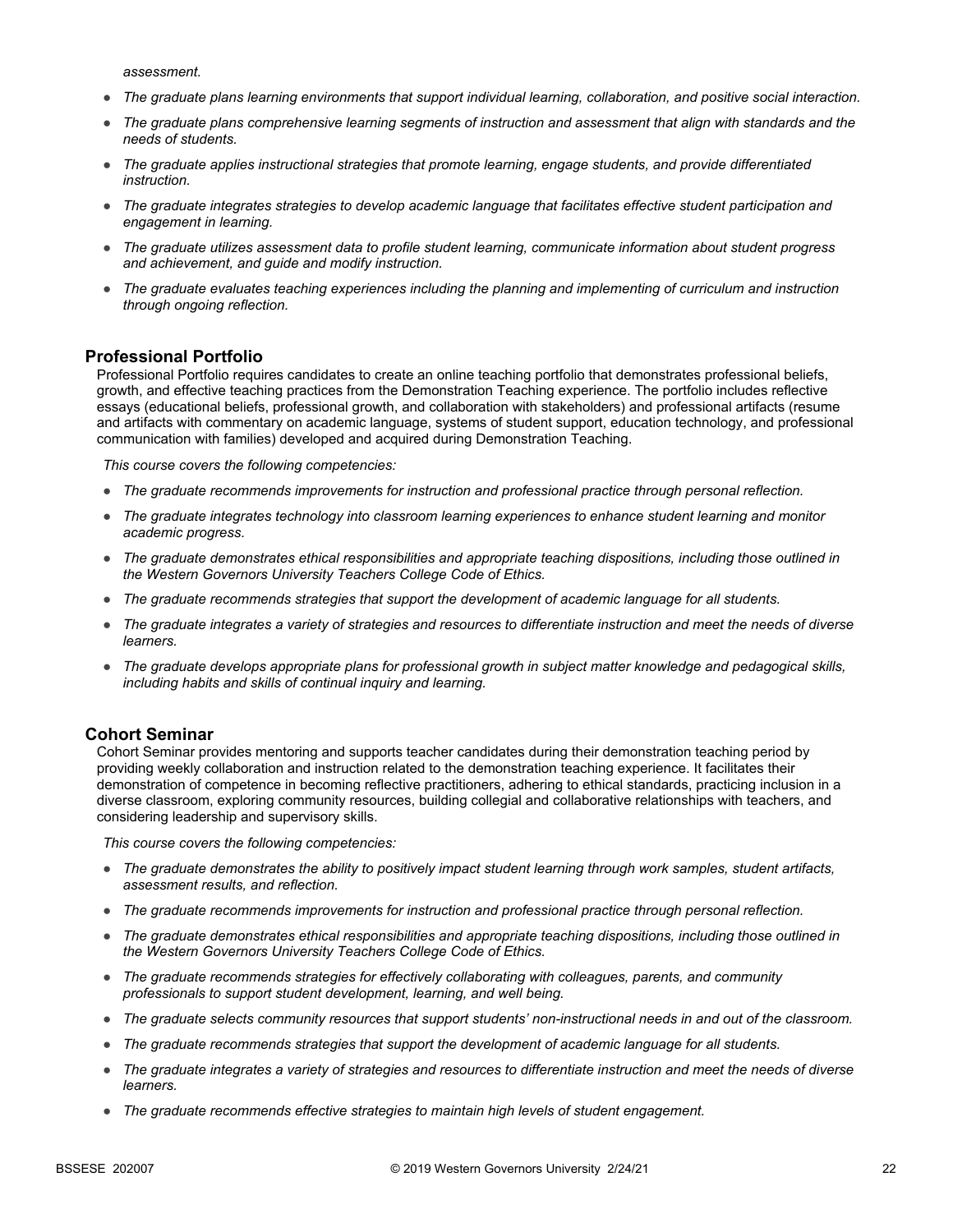*assessment.*

- *The graduate plans learning environments that support individual learning, collaboration, and positive social interaction.*
- *The graduate plans comprehensive learning segments of instruction and assessment that align with standards and the needs of students.*
- *The graduate applies instructional strategies that promote learning, engage students, and provide differentiated instruction.*
- *The graduate integrates strategies to develop academic language that facilitates effective student participation and engagement in learning.*
- *The graduate utilizes assessment data to profile student learning, communicate information about student progress and achievement, and guide and modify instruction.*
- *The graduate evaluates teaching experiences including the planning and implementing of curriculum and instruction through ongoing reflection.*

## Professional Portfolio

Professional Portfolio requires candidates to create an online teaching portfolio that demonstrates professional beliefs, growth, and effective teaching practices from the Demonstration Teaching experience. The portfolio includes reflective essays (educational beliefs, professional growth, and collaboration with stakeholders) and professional artifacts (resume and artifacts with commentary on academic language, systems of student support, education technology, and professional communication with families) developed and acquired during Demonstration Teaching.

*This course covers the following competencies:*

- *The graduate recommends improvements for instruction and professional practice through personal reflection.*
- *The graduate integrates technology into classroom learning experiences to enhance student learning and monitor academic progress.*
- *The graduate demonstrates ethical responsibilities and appropriate teaching dispositions, including those outlined in the Western Governors University Teachers College Code of Ethics.*
- *The graduate recommends strategies that support the development of academic language for all students.*
- *The graduate integrates a variety of strategies and resources to differentiate instruction and meet the needs of diverse learners.*
- *The graduate develops appropriate plans for professional growth in subject matter knowledge and pedagogical skills, including habits and skills of continual inquiry and learning.*

## Cohort Seminar

Cohort Seminar provides mentoring and supports teacher candidates during their demonstration teaching period by providing weekly collaboration and instruction related to the demonstration teaching experience. It facilitates their demonstration of competence in becoming reflective practitioners, adhering to ethical standards, practicing inclusion in a diverse classroom, exploring community resources, building collegial and collaborative relationships with teachers, and considering leadership and supervisory skills.

*This course covers the following competencies:*

- *The graduate demonstrates the ability to positively impact student learning through work samples, student artifacts, assessment results, and reflection.*
- *The graduate recommends improvements for instruction and professional practice through personal reflection.*
- *The graduate demonstrates ethical responsibilities and appropriate teaching dispositions, including those outlined in the Western Governors University Teachers College Code of Ethics.*
- *The graduate recommends strategies for effectively collaborating with colleagues, parents, and community professionals to support student development, learning, and well being.*
- *The graduate selects community resources that support students' non-instructional needs in and out of the classroom.*
- *The graduate recommends strategies that support the development of academic language for all students.*
- *The graduate integrates a variety of strategies and resources to differentiate instruction and meet the needs of diverse learners.*
- *The graduate recommends effective strategies to maintain high levels of student engagement.*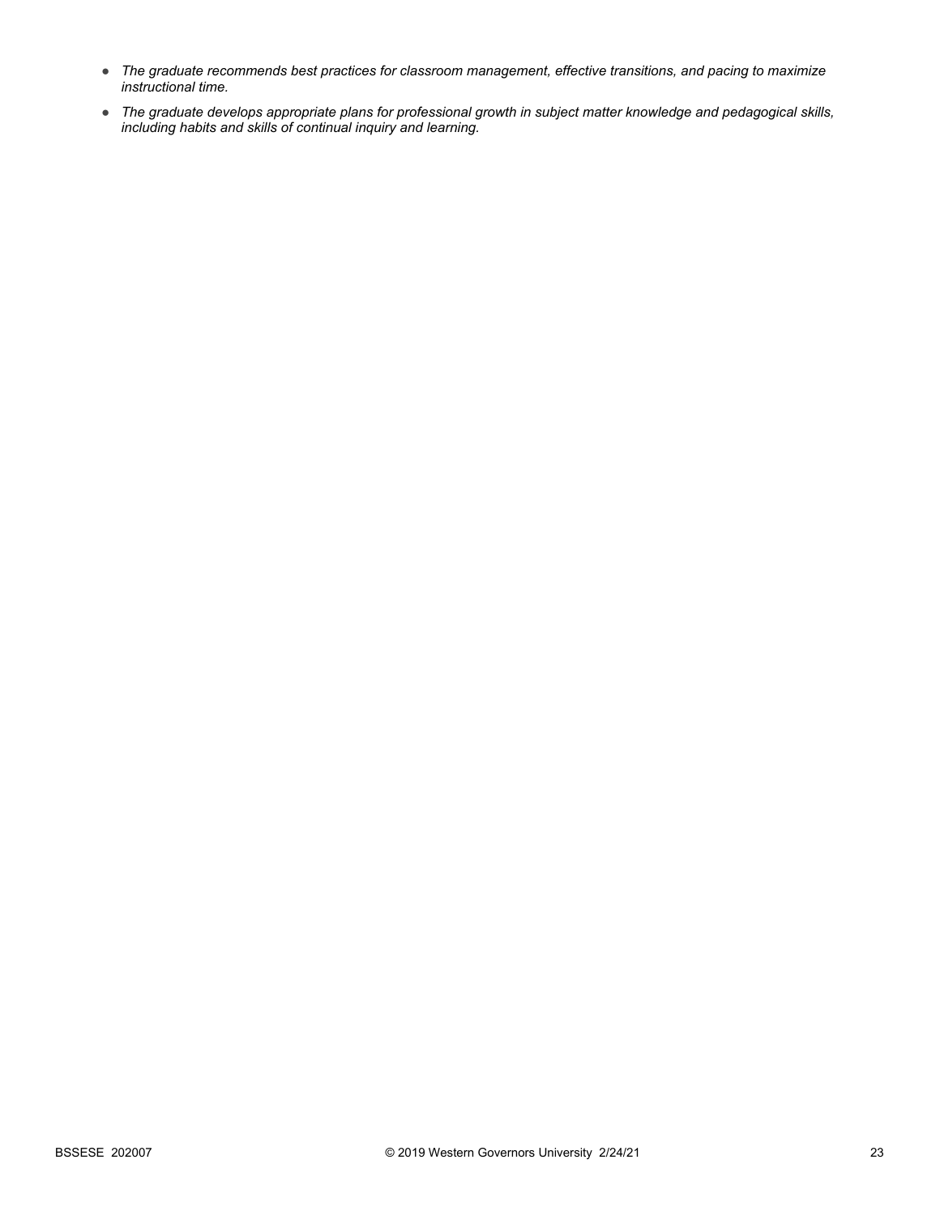- *The graduate recommends best practices for classroom management, effective transitions, and pacing to maximize instructional time.*
- *The graduate develops appropriate plans for professional growth in subject matter knowledge and pedagogical skills, including habits and skills of continual inquiry and learning.*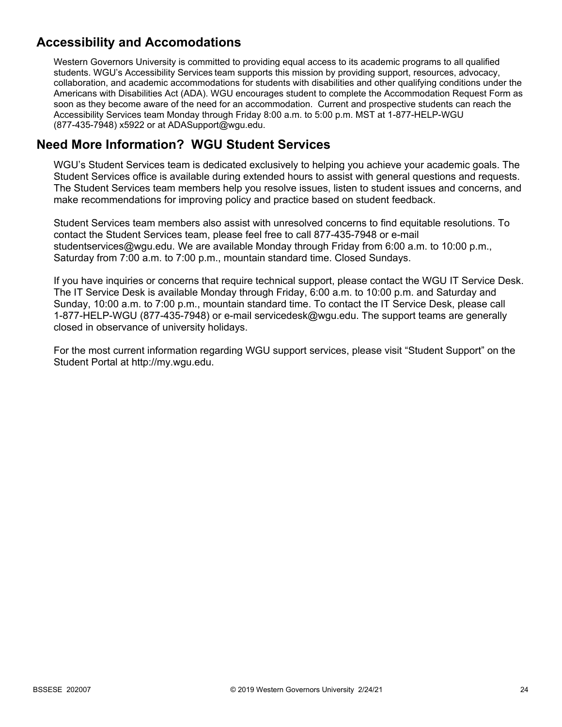## Accessibility and Accomodations

Western Governors University is committed to providing equal access to its academic programs to all qualified students. WGU's Accessibility Services team supports this mission by providing support, resources, advocacy, collaboration, and academic accommodations for students with disabilities and other qualifying conditions under the Americans with Disabilities Act (ADA). WGU encourages student to complete the Accommodation Request Form as soon as they become aware of the need for an accommodation. Current and prospective students can reach the Accessibility Services team Monday through Friday 8:00 a.m. to 5:00 p.m. MST at 1-877-HELP-WGU (877-435-7948) x5922 or at ADASupport@wgu.edu.

## Need More Information? WGU Student Services

WGU's Student Services team is dedicated exclusively to helping you achieve your academic goals. The Student Services office is available during extended hours to assist with general questions and requests. The Student Services team members help you resolve issues, listen to student issues and concerns, and make recommendations for improving policy and practice based on student feedback.

Student Services team members also assist with unresolved concerns to find equitable resolutions. To contact the Student Services team, please feel free to call 877-435-7948 or e-mail studentservices@wgu.edu. We are available Monday through Friday from 6:00 a.m. to 10:00 p.m., Saturday from 7:00 a.m. to 7:00 p.m., mountain standard time. Closed Sundays.

If you have inquiries or concerns that require technical support, please contact the WGU IT Service Desk. The IT Service Desk is available Monday through Friday, 6:00 a.m. to 10:00 p.m. and Saturday and Sunday, 10:00 a.m. to 7:00 p.m., mountain standard time. To contact the IT Service Desk, please call 1-877-HELP-WGU (877-435-7948) or e-mail servicedesk@wgu.edu. The support teams are generally closed in observance of university holidays.

For the most current information regarding WGU support services, please visit "Student Support" on the Student Portal at http://my.wgu.edu.